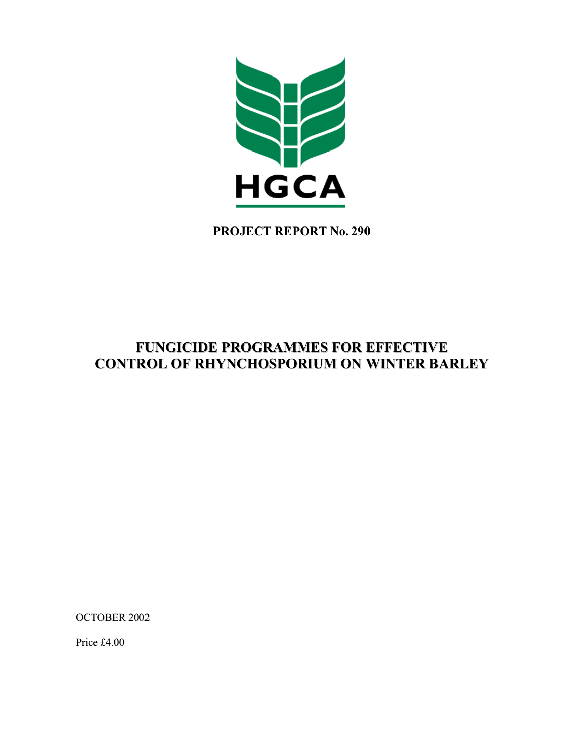HGCA

**PROJECT REPORT No. 290**

# FUNGICIDE PROGRAMMES FOR EFFECTIVE CONTROL OF RHYNCHOSPORIUM ON WINTER BARLEY

OCTOBER 2002

Price £4.00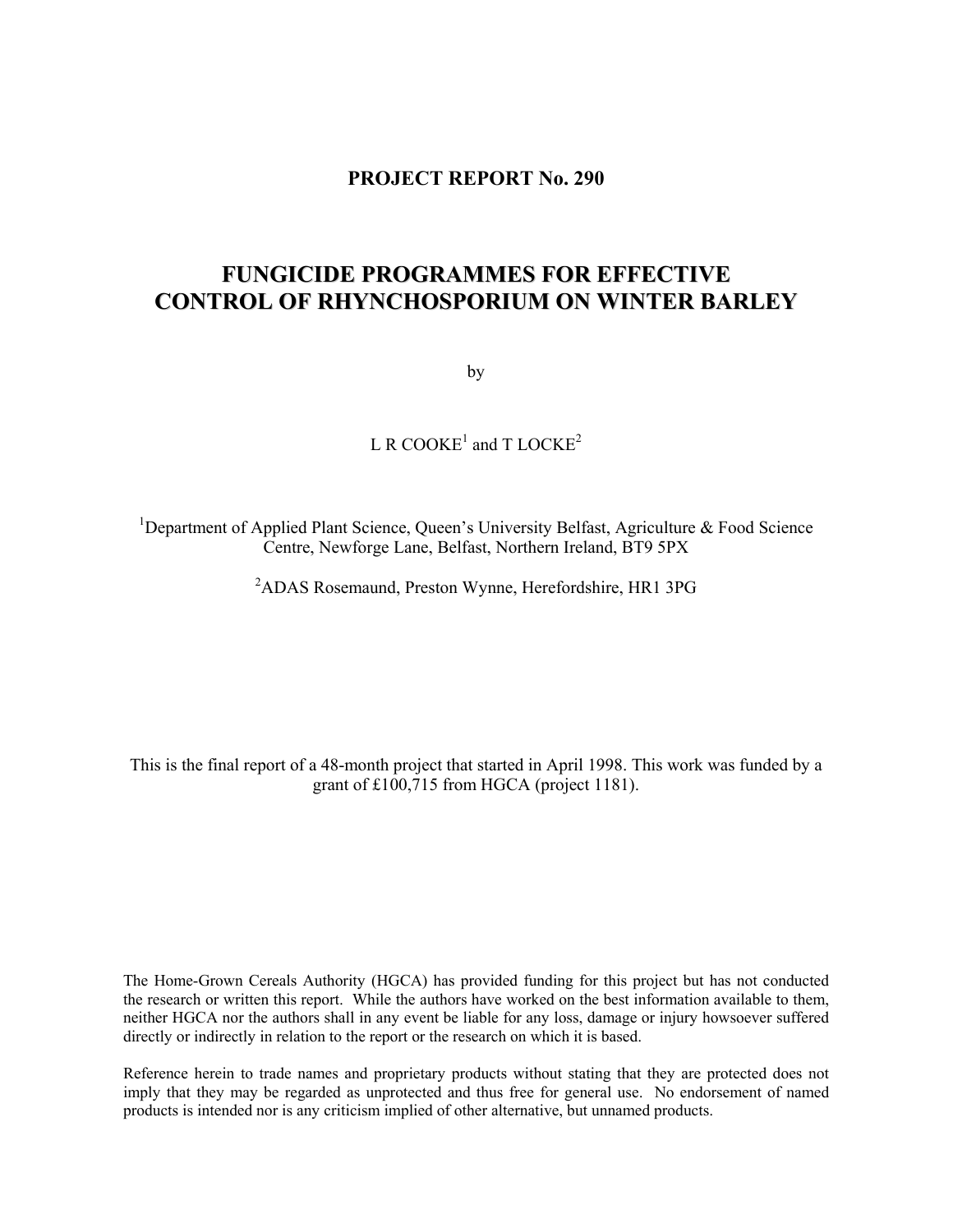**PROJECT REPORT No. 290**

# FUNGICIDE PROGRAMMES FOR EFFECTIVE CONTROL OF RHYNCHOSPORIUM ON WINTER BARLEY

by

L R COOKE[1] and T LOCKE[2]

[1]Department of Applied Plant Science, Queen's University Belfast, Agriculture & Food Science Centre, Newforge Lane, Belfast, Northern Ireland, BT9 5PX

[2]ADAS Rosemaund, Preston Wynne, Herefordshire, HR1 3PG

This is the final report of a 48-month project that started in April 1998. This work was funded by a grant of £100,715 from HGCA (project 1181).

The Home-Grown Cereals Authority (HGCA) has provided funding for this project but has not conducted the research or written this report. While the authors have worked on the best information available to them, neither HGCA nor the authors shall in any event be liable for any loss, damage or injury howsoever suffered directly or indirectly in relation to the report or the research on which it is based.

Reference herein to trade names and proprietary products without stating that they are protected does not imply that they may be regarded as unprotected and thus free for general use. No endorsement of named products is intended nor is any criticism implied of other alternative, but unnamed products.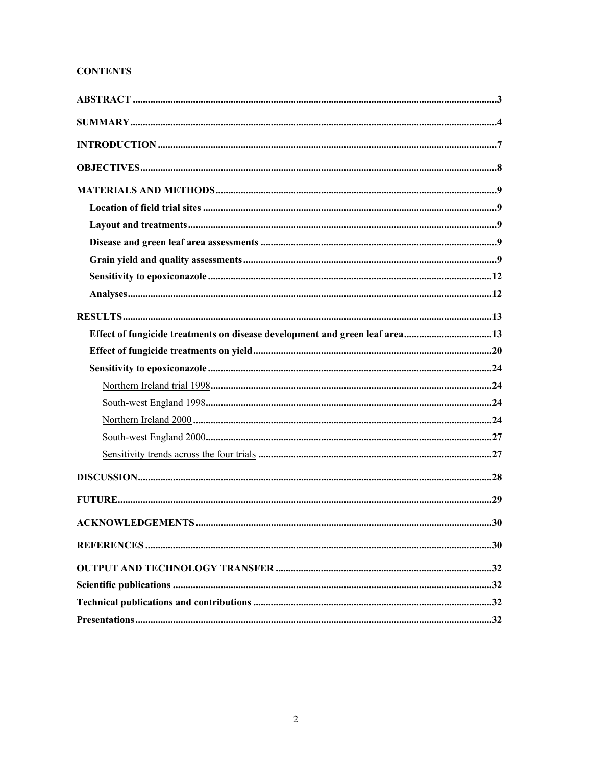**CONTENTS**

**ABSTRACT** ..... **3**

**SUMMARY** ..... **4**

**INTRODUCTION** ..... **7**

**OBJECTIVES** ..... **8**

**MATERIALS AND METHODS** ..... **9**

- **Location of field trial sites** ..... **9**
- **Layout and treatments** ..... **9**
- **Disease and green leaf area assessments** ..... **9**
- **Grain yield and quality assessments** ..... **9**
- **Sensitivity to epoxiconazole** ..... **12**
- **Analyses** ..... **12**

**RESULTS** ..... **13**

- **Effect of fungicide treatments on disease development and green leaf area** ..... **13**
- **Effect of fungicide treatments on yield** ..... **20**
- **Sensitivity to epoxiconazole** ..... **24**
  - Northern Ireland trial 1998 ..... **24**
  - South-west England 1998 ..... **24**
  - Northern Ireland 2000 ..... **24**
  - South-west England 2000 ..... **27**
  - Sensitivity trends across the four trials ..... **27**

**DISCUSSION** ..... **28**

**FUTURE** ..... **29**

**ACKNOWLEDGEMENTS** ..... **30**

**REFERENCES** ..... **30**

**OUTPUT AND TECHNOLOGY TRANSFER** ..... **32**

**Scientific publications** ..... **32**

**Technical publications and contributions** ..... **32**

**Presentations** ..... **32**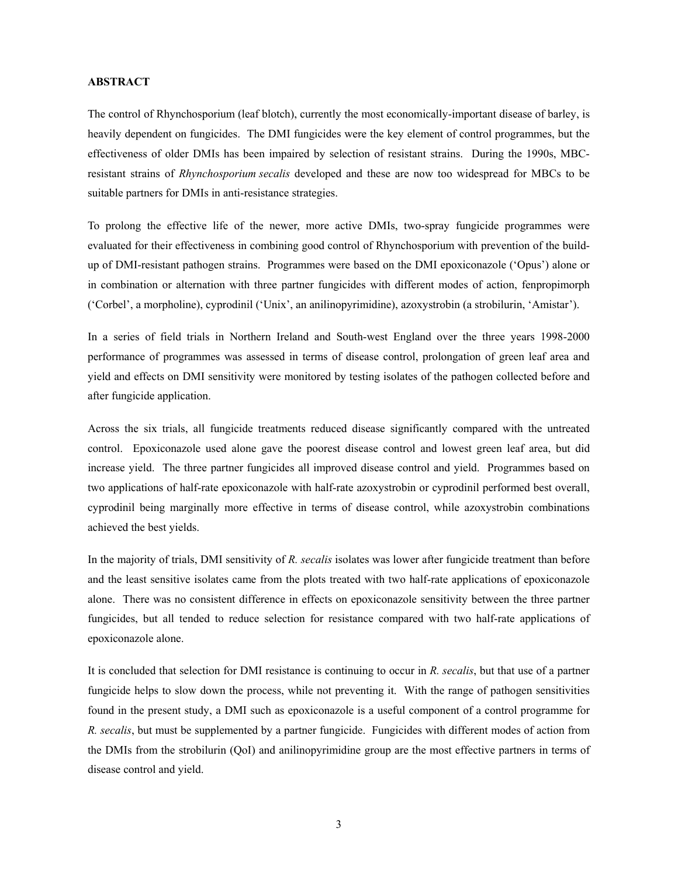## ABSTRACT

The control of Rhynchosporium (leaf blotch), currently the most economically-important disease of barley, is heavily dependent on fungicides. The DMI fungicides were the key element of control programmes, but the effectiveness of older DMIs has been impaired by selection of resistant strains. During the 1990s, MBC-resistant strains of *Rhynchosporium secalis* developed and these are now too widespread for MBCs to be suitable partners for DMIs in anti-resistance strategies.

To prolong the effective life of the newer, more active DMIs, two-spray fungicide programmes were evaluated for their effectiveness in combining good control of Rhynchosporium with prevention of the build-up of DMI-resistant pathogen strains. Programmes were based on the DMI epoxiconazole ('Opus') alone or in combination or alternation with three partner fungicides with different modes of action, fenpropimorph ('Corbel', a morpholine), cyprodinil ('Unix', an anilinopyrimidine), azoxystrobin (a strobilurin, 'Amistar').

In a series of field trials in Northern Ireland and South-west England over the three years 1998-2000 performance of programmes was assessed in terms of disease control, prolongation of green leaf area and yield and effects on DMI sensitivity were monitored by testing isolates of the pathogen collected before and after fungicide application.

Across the six trials, all fungicide treatments reduced disease significantly compared with the untreated control. Epoxiconazole used alone gave the poorest disease control and lowest green leaf area, but did increase yield. The three partner fungicides all improved disease control and yield. Programmes based on two applications of half-rate epoxiconazole with half-rate azoxystrobin or cyprodinil performed best overall, cyprodinil being marginally more effective in terms of disease control, while azoxystrobin combinations achieved the best yields.

In the majority of trials, DMI sensitivity of *R. secalis* isolates was lower after fungicide treatment than before and the least sensitive isolates came from the plots treated with two half-rate applications of epoxiconazole alone. There was no consistent difference in effects on epoxiconazole sensitivity between the three partner fungicides, but all tended to reduce selection for resistance compared with two half-rate applications of epoxiconazole alone.

It is concluded that selection for DMI resistance is continuing to occur in *R. secalis*, but that use of a partner fungicide helps to slow down the process, while not preventing it. With the range of pathogen sensitivities found in the present study, a DMI such as epoxiconazole is a useful component of a control programme for *R. secalis*, but must be supplemented by a partner fungicide. Fungicides with different modes of action from the DMIs from the strobilurin (QoI) and anilinopyrimidine group are the most effective partners in terms of disease control and yield.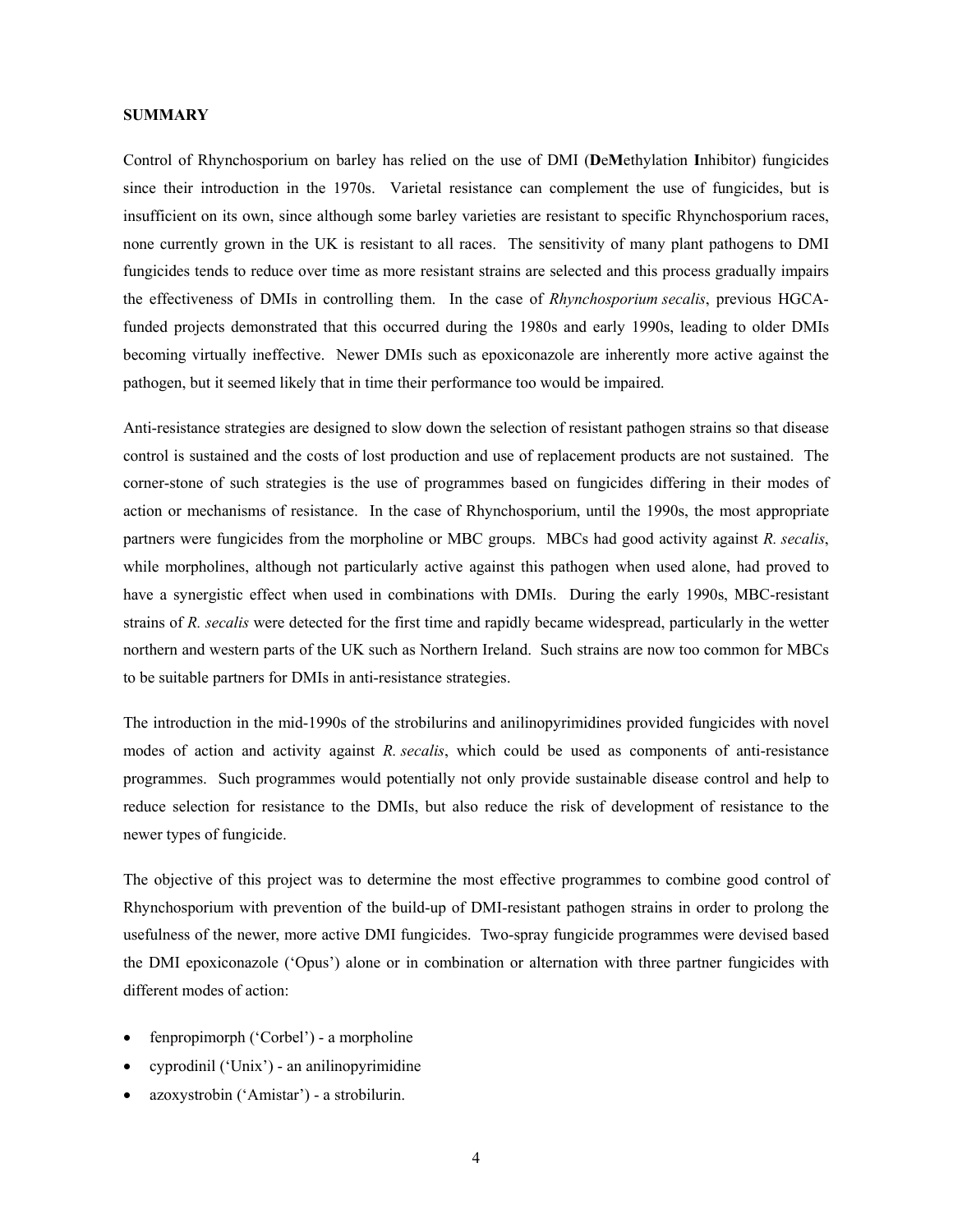**SUMMARY**

Control of Rhynchosporium on barley has relied on the use of DMI (**D**e**M**ethylation **I**nhibitor) fungicides since their introduction in the 1970s. Varietal resistance can complement the use of fungicides, but is insufficient on its own, since although some barley varieties are resistant to specific Rhynchosporium races, none currently grown in the UK is resistant to all races. The sensitivity of many plant pathogens to DMI fungicides tends to reduce over time as more resistant strains are selected and this process gradually impairs the effectiveness of DMIs in controlling them. In the case of *Rhynchosporium secalis*, previous HGCA-funded projects demonstrated that this occurred during the 1980s and early 1990s, leading to older DMIs becoming virtually ineffective. Newer DMIs such as epoxiconazole are inherently more active against the pathogen, but it seemed likely that in time their performance too would be impaired.

Anti-resistance strategies are designed to slow down the selection of resistant pathogen strains so that disease control is sustained and the costs of lost production and use of replacement products are not sustained. The corner-stone of such strategies is the use of programmes based on fungicides differing in their modes of action or mechanisms of resistance. In the case of Rhynchosporium, until the 1990s, the most appropriate partners were fungicides from the morpholine or MBC groups. MBCs had good activity against *R. secalis*, while morpholines, although not particularly active against this pathogen when used alone, had proved to have a synergistic effect when used in combinations with DMIs. During the early 1990s, MBC-resistant strains of *R. secalis* were detected for the first time and rapidly became widespread, particularly in the wetter northern and western parts of the UK such as Northern Ireland. Such strains are now too common for MBCs to be suitable partners for DMIs in anti-resistance strategies.

The introduction in the mid-1990s of the strobilurins and anilinopyrimidines provided fungicides with novel modes of action and activity against *R. secalis*, which could be used as components of anti-resistance programmes. Such programmes would potentially not only provide sustainable disease control and help to reduce selection for resistance to the DMIs, but also reduce the risk of development of resistance to the newer types of fungicide.

The objective of this project was to determine the most effective programmes to combine good control of Rhynchosporium with prevention of the build-up of DMI-resistant pathogen strains in order to prolong the usefulness of the newer, more active DMI fungicides. Two-spray fungicide programmes were devised based the DMI epoxiconazole ('Opus') alone or in combination or alternation with three partner fungicides with different modes of action:

- fenpropimorph ('Corbel') - a morpholine
- cyprodinil ('Unix') - an anilinopyrimidine
- azoxystrobin ('Amistar') - a strobilurin.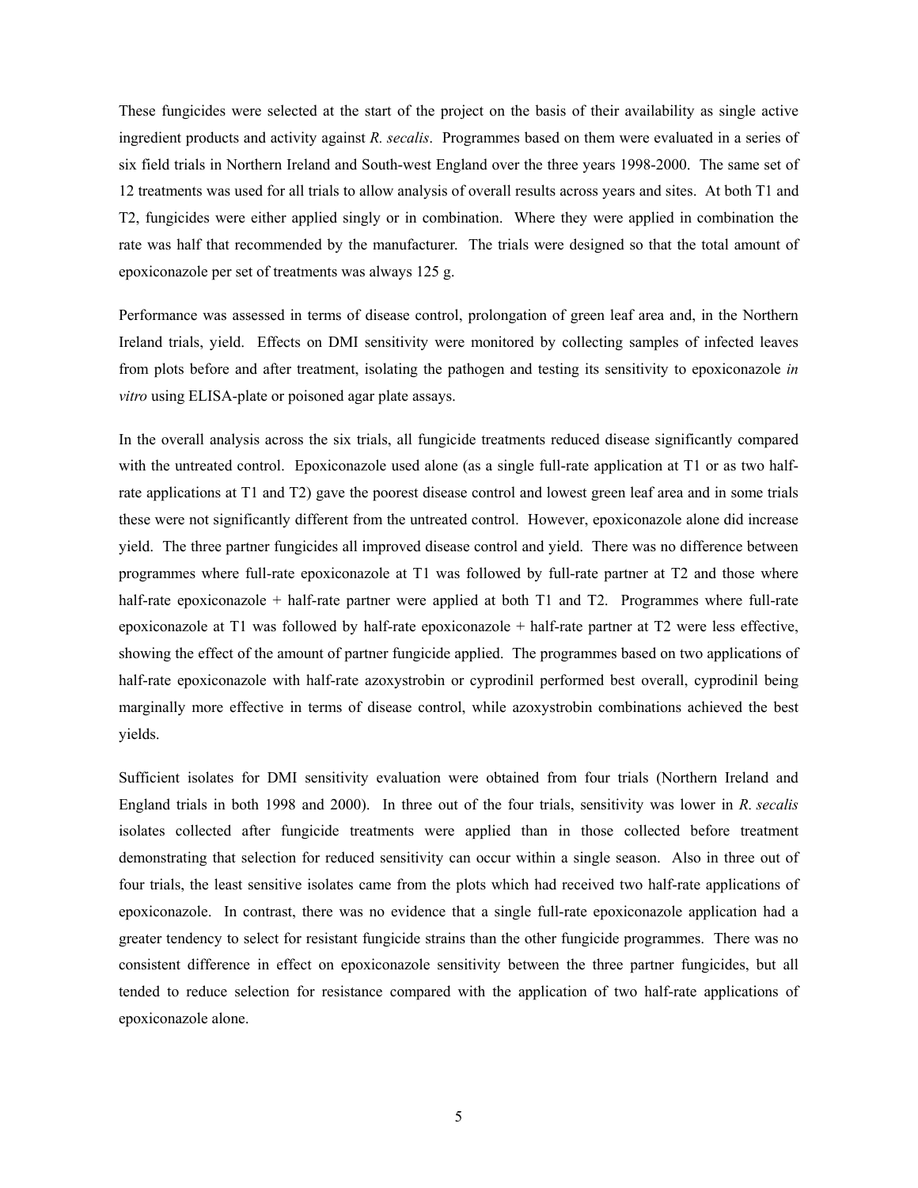These fungicides were selected at the start of the project on the basis of their availability as single active ingredient products and activity against *R. secalis*. Programmes based on them were evaluated in a series of six field trials in Northern Ireland and South-west England over the three years 1998-2000. The same set of 12 treatments was used for all trials to allow analysis of overall results across years and sites. At both T1 and T2, fungicides were either applied singly or in combination. Where they were applied in combination the rate was half that recommended by the manufacturer. The trials were designed so that the total amount of epoxiconazole per set of treatments was always 125 g.

Performance was assessed in terms of disease control, prolongation of green leaf area and, in the Northern Ireland trials, yield. Effects on DMI sensitivity were monitored by collecting samples of infected leaves from plots before and after treatment, isolating the pathogen and testing its sensitivity to epoxiconazole *in vitro* using ELISA-plate or poisoned agar plate assays.

In the overall analysis across the six trials, all fungicide treatments reduced disease significantly compared with the untreated control. Epoxiconazole used alone (as a single full-rate application at T1 or as two half-rate applications at T1 and T2) gave the poorest disease control and lowest green leaf area and in some trials these were not significantly different from the untreated control. However, epoxiconazole alone did increase yield. The three partner fungicides all improved disease control and yield. There was no difference between programmes where full-rate epoxiconazole at T1 was followed by full-rate partner at T2 and those where half-rate epoxiconazole + half-rate partner were applied at both T1 and T2. Programmes where full-rate epoxiconazole at T1 was followed by half-rate epoxiconazole + half-rate partner at T2 were less effective, showing the effect of the amount of partner fungicide applied. The programmes based on two applications of half-rate epoxiconazole with half-rate azoxystrobin or cyprodinil performed best overall, cyprodinil being marginally more effective in terms of disease control, while azoxystrobin combinations achieved the best yields.

Sufficient isolates for DMI sensitivity evaluation were obtained from four trials (Northern Ireland and England trials in both 1998 and 2000). In three out of the four trials, sensitivity was lower in *R. secalis* isolates collected after fungicide treatments were applied than in those collected before treatment demonstrating that selection for reduced sensitivity can occur within a single season. Also in three out of four trials, the least sensitive isolates came from the plots which had received two half-rate applications of epoxiconazole. In contrast, there was no evidence that a single full-rate epoxiconazole application had a greater tendency to select for resistant fungicide strains than the other fungicide programmes. There was no consistent difference in effect on epoxiconazole sensitivity between the three partner fungicides, but all tended to reduce selection for resistance compared with the application of two half-rate applications of epoxiconazole alone.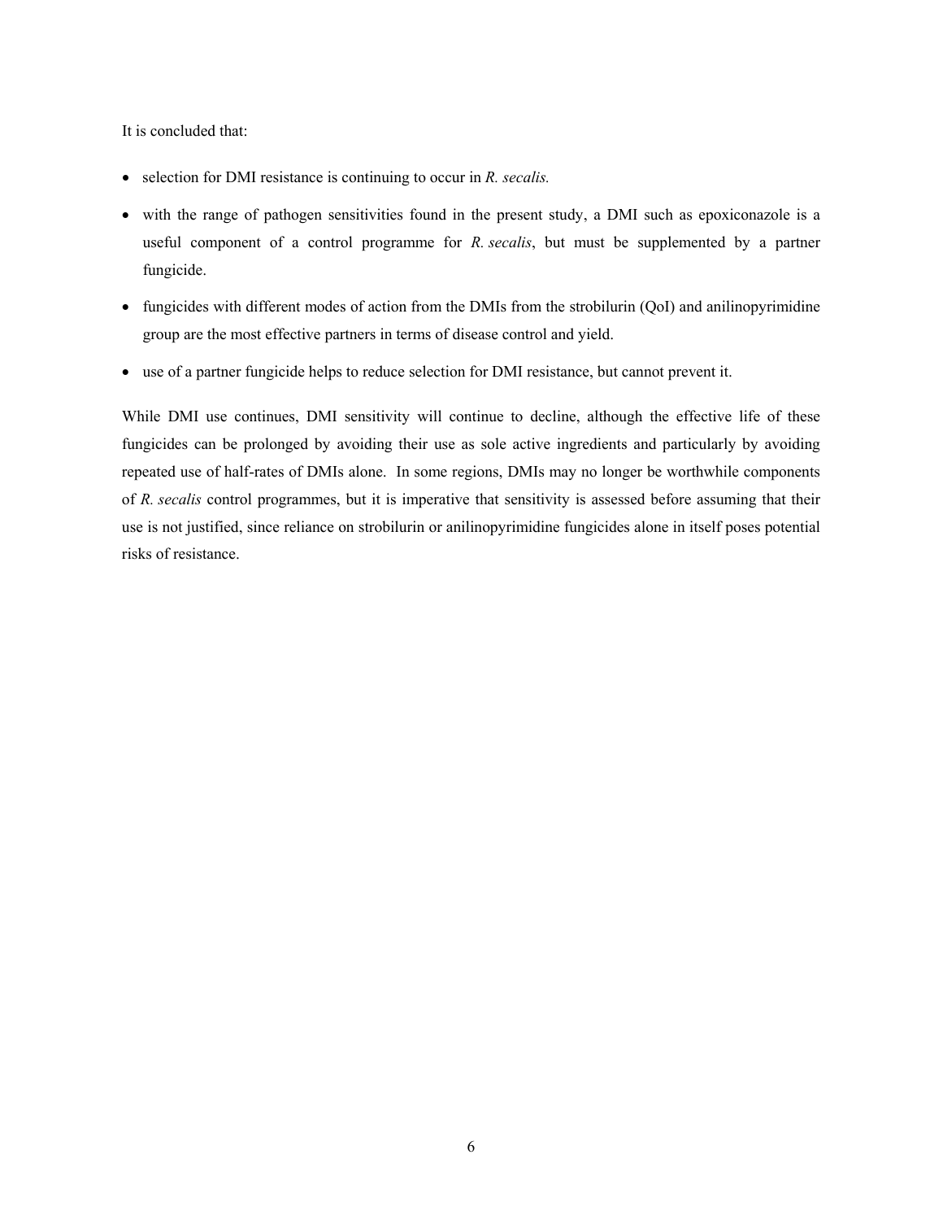It is concluded that:

- selection for DMI resistance is continuing to occur in *R. secalis.*
- with the range of pathogen sensitivities found in the present study, a DMI such as epoxiconazole is a useful component of a control programme for *R. secalis*, but must be supplemented by a partner fungicide.
- fungicides with different modes of action from the DMIs from the strobilurin (QoI) and anilinopyrimidine group are the most effective partners in terms of disease control and yield.
- use of a partner fungicide helps to reduce selection for DMI resistance, but cannot prevent it.

While DMI use continues, DMI sensitivity will continue to decline, although the effective life of these fungicides can be prolonged by avoiding their use as sole active ingredients and particularly by avoiding repeated use of half-rates of DMIs alone. In some regions, DMIs may no longer be worthwhile components of *R. secalis* control programmes, but it is imperative that sensitivity is assessed before assuming that their use is not justified, since reliance on strobilurin or anilinopyrimidine fungicides alone in itself poses potential risks of resistance.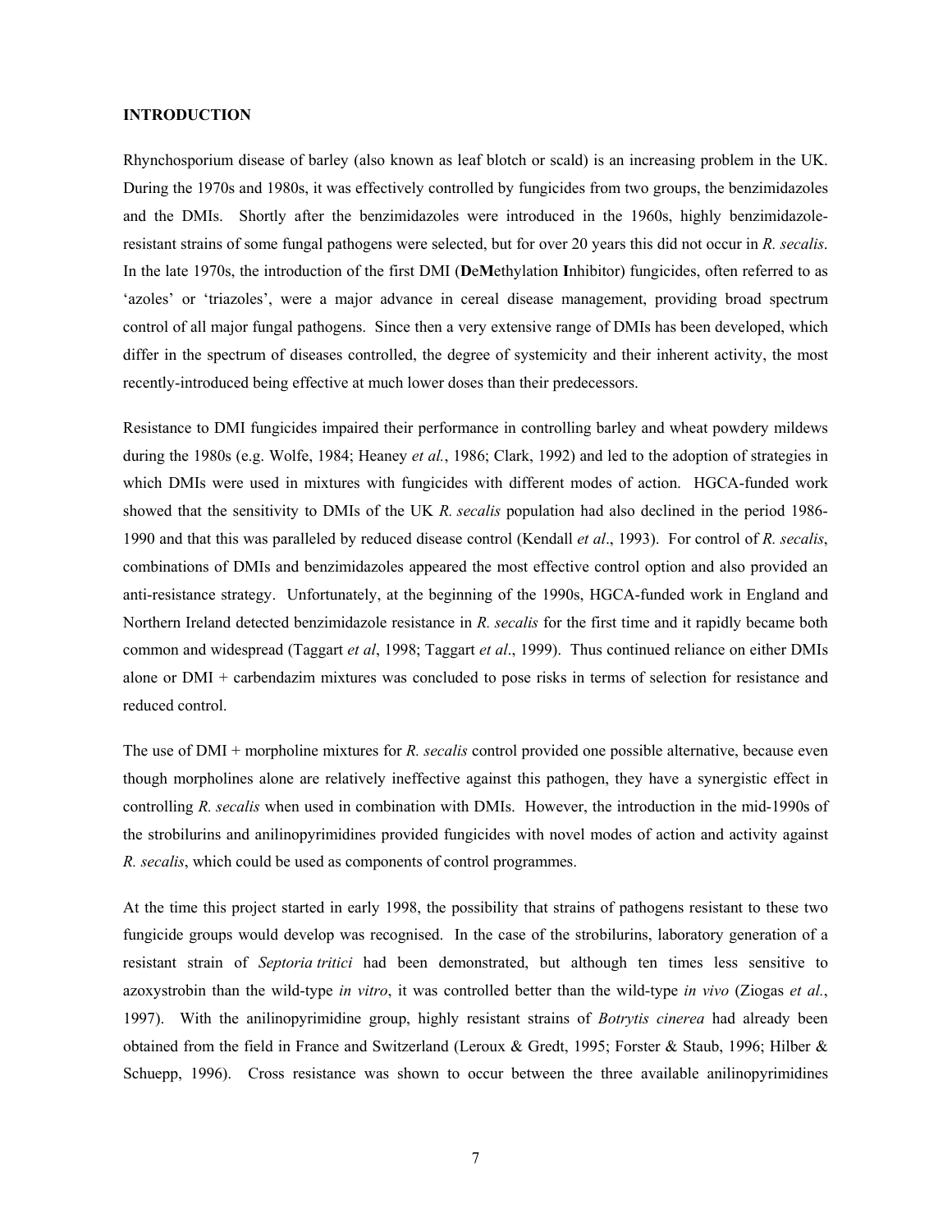**INTRODUCTION**

Rhynchosporium disease of barley (also known as leaf blotch or scald) is an increasing problem in the UK. During the 1970s and 1980s, it was effectively controlled by fungicides from two groups, the benzimidazoles and the DMIs. Shortly after the benzimidazoles were introduced in the 1960s, highly benzimidazole-resistant strains of some fungal pathogens were selected, but for over 20 years this did not occur in *R. secalis*. In the late 1970s, the introduction of the first DMI (**De**​**M**ethylation **I**nhibitor) fungicides, often referred to as 'azoles' or 'triazoles', were a major advance in cereal disease management, providing broad spectrum control of all major fungal pathogens. Since then a very extensive range of DMIs has been developed, which differ in the spectrum of diseases controlled, the degree of systemicity and their inherent activity, the most recently-introduced being effective at much lower doses than their predecessors.

Resistance to DMI fungicides impaired their performance in controlling barley and wheat powdery mildews during the 1980s (e.g. Wolfe, 1984; Heaney *et al.*, 1986; Clark, 1992) and led to the adoption of strategies in which DMIs were used in mixtures with fungicides with different modes of action. HGCA-funded work showed that the sensitivity to DMIs of the UK *R. secalis* population had also declined in the period 1986-1990 and that this was paralleled by reduced disease control (Kendall *et al*., 1993). For control of *R. secalis*, combinations of DMIs and benzimidazoles appeared the most effective control option and also provided an anti-resistance strategy. Unfortunately, at the beginning of the 1990s, HGCA-funded work in England and Northern Ireland detected benzimidazole resistance in *R. secalis* for the first time and it rapidly became both common and widespread (Taggart *et al*, 1998; Taggart *et al*., 1999). Thus continued reliance on either DMIs alone or DMI + carbendazim mixtures was concluded to pose risks in terms of selection for resistance and reduced control.

The use of DMI + morpholine mixtures for *R. secalis* control provided one possible alternative, because even though morpholines alone are relatively ineffective against this pathogen, they have a synergistic effect in controlling *R. secalis* when used in combination with DMIs. However, the introduction in the mid-1990s of the strobilurins and anilinopyrimidines provided fungicides with novel modes of action and activity against *R. secalis*, which could be used as components of control programmes.

At the time this project started in early 1998, the possibility that strains of pathogens resistant to these two fungicide groups would develop was recognised. In the case of the strobilurins, laboratory generation of a resistant strain of *Septoria tritici* had been demonstrated, but although ten times less sensitive to azoxystrobin than the wild-type *in vitro*, it was controlled better than the wild-type *in vivo* (Ziogas *et al.*, 1997). With the anilinopyrimidine group, highly resistant strains of *Botrytis cinerea* had already been obtained from the field in France and Switzerland (Leroux & Gredt, 1995; Forster & Staub, 1996; Hilber & Schuepp, 1996). Cross resistance was shown to occur between the three available anilinopyrimidines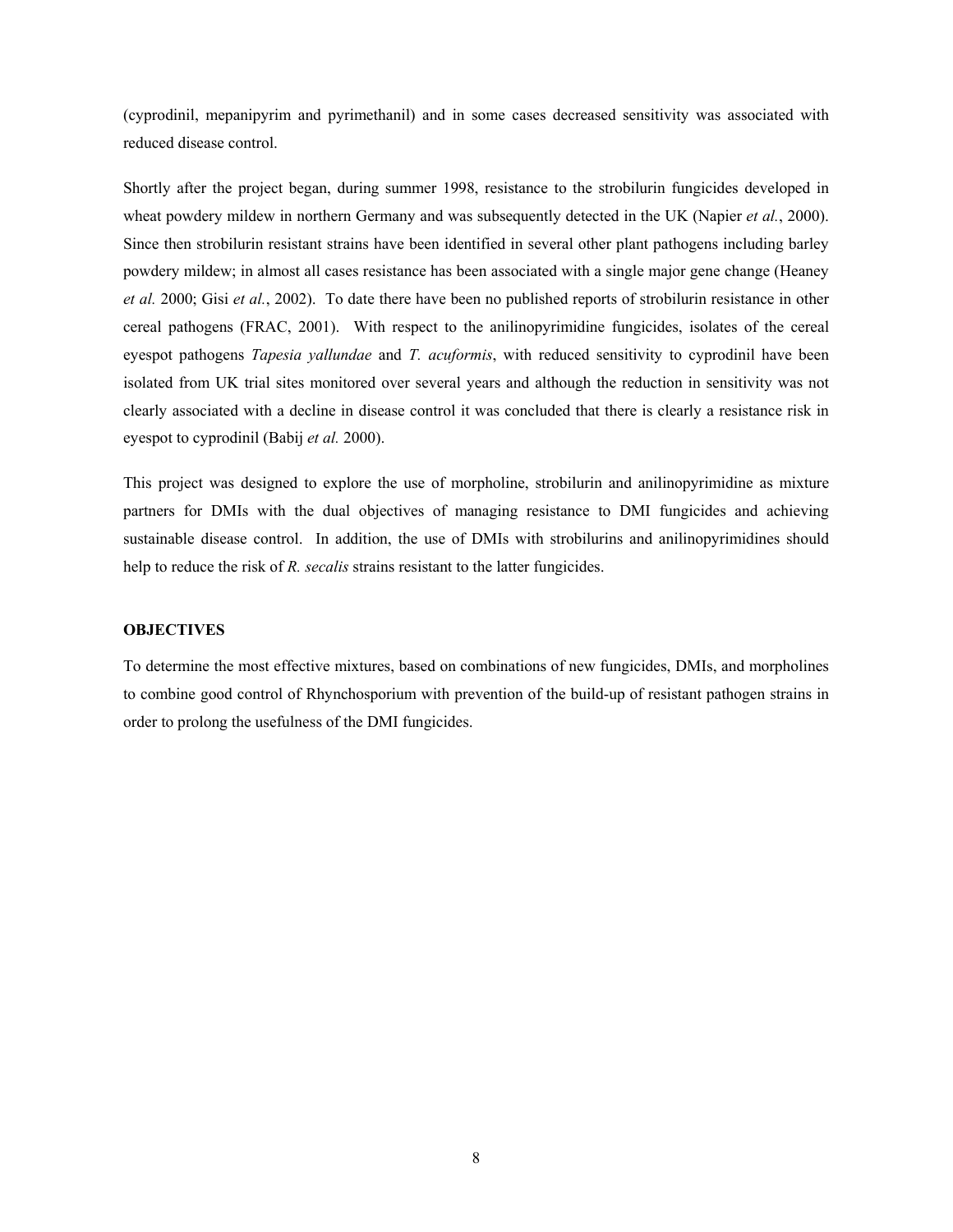(cyprodinil, mepanipyrim and pyrimethanil) and in some cases decreased sensitivity was associated with reduced disease control.

Shortly after the project began, during summer 1998, resistance to the strobilurin fungicides developed in wheat powdery mildew in northern Germany and was subsequently detected in the UK (Napier *et al.*, 2000). Since then strobilurin resistant strains have been identified in several other plant pathogens including barley powdery mildew; in almost all cases resistance has been associated with a single major gene change (Heaney *et al.* 2000; Gisi *et al.*, 2002). To date there have been no published reports of strobilurin resistance in other cereal pathogens (FRAC, 2001). With respect to the anilinopyrimidine fungicides, isolates of the cereal eyespot pathogens *Tapesia yallundae* and *T. acuformis*, with reduced sensitivity to cyprodinil have been isolated from UK trial sites monitored over several years and although the reduction in sensitivity was not clearly associated with a decline in disease control it was concluded that there is clearly a resistance risk in eyespot to cyprodinil (Babij *et al.* 2000).

This project was designed to explore the use of morpholine, strobilurin and anilinopyrimidine as mixture partners for DMIs with the dual objectives of managing resistance to DMI fungicides and achieving sustainable disease control. In addition, the use of DMIs with strobilurins and anilinopyrimidines should help to reduce the risk of *R. secalis* strains resistant to the latter fungicides.

**OBJECTIVES**

To determine the most effective mixtures, based on combinations of new fungicides, DMIs, and morpholines to combine good control of Rhynchosporium with prevention of the build-up of resistant pathogen strains in order to prolong the usefulness of the DMI fungicides.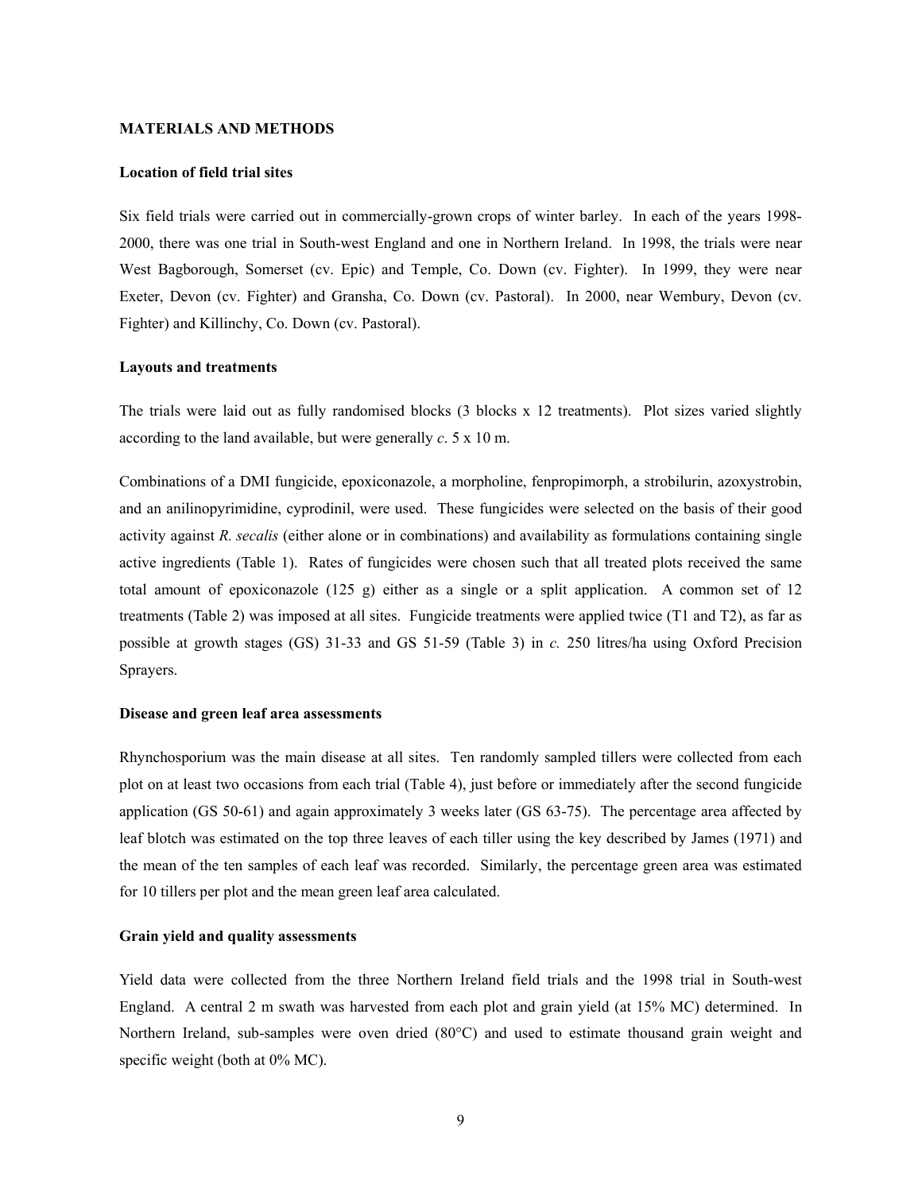## MATERIALS AND METHODS

### Location of field trial sites

Six field trials were carried out in commercially-grown crops of winter barley. In each of the years 1998-2000, there was one trial in South-west England and one in Northern Ireland. In 1998, the trials were near West Bagborough, Somerset (cv. Epic) and Temple, Co. Down (cv. Fighter). In 1999, they were near Exeter, Devon (cv. Fighter) and Gransha, Co. Down (cv. Pastoral). In 2000, near Wembury, Devon (cv. Fighter) and Killinchy, Co. Down (cv. Pastoral).

### Layouts and treatments

The trials were laid out as fully randomised blocks (3 blocks x 12 treatments). Plot sizes varied slightly according to the land available, but were generally *c*. 5 x 10 m.

Combinations of a DMI fungicide, epoxiconazole, a morpholine, fenpropimorph, a strobilurin, azoxystrobin, and an anilinopyrimidine, cyprodinil, were used. These fungicides were selected on the basis of their good activity against *R. secalis* (either alone or in combinations) and availability as formulations containing single active ingredients (Table 1). Rates of fungicides were chosen such that all treated plots received the same total amount of epoxiconazole (125 g) either as a single or a split application. A common set of 12 treatments (Table 2) was imposed at all sites. Fungicide treatments were applied twice (T1 and T2), as far as possible at growth stages (GS) 31-33 and GS 51-59 (Table 3) in *c.* 250 litres/ha using Oxford Precision Sprayers.

### Disease and green leaf area assessments

Rhynchosporium was the main disease at all sites. Ten randomly sampled tillers were collected from each plot on at least two occasions from each trial (Table 4), just before or immediately after the second fungicide application (GS 50-61) and again approximately 3 weeks later (GS 63-75). The percentage area affected by leaf blotch was estimated on the top three leaves of each tiller using the key described by James (1971) and the mean of the ten samples of each leaf was recorded. Similarly, the percentage green area was estimated for 10 tillers per plot and the mean green leaf area calculated.

### Grain yield and quality assessments

Yield data were collected from the three Northern Ireland field trials and the 1998 trial in South-west England. A central 2 m swath was harvested from each plot and grain yield (at 15% MC) determined. In Northern Ireland, sub-samples were oven dried (80°C) and used to estimate thousand grain weight and specific weight (both at 0% MC).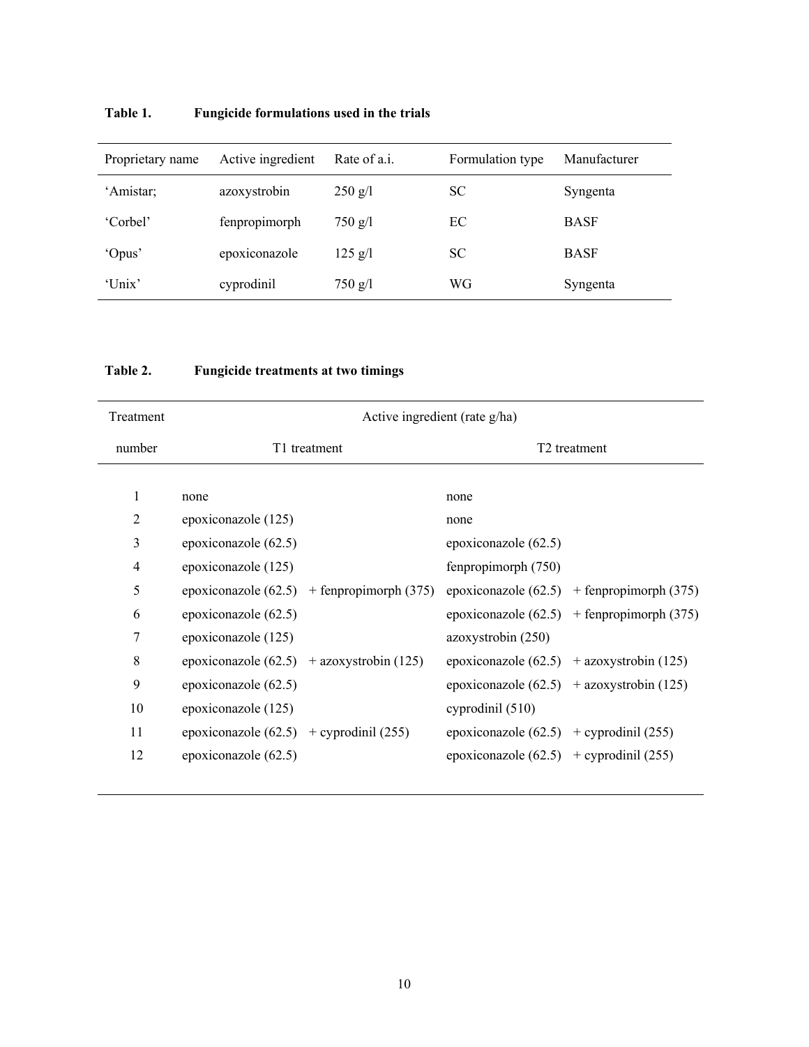**Table 1. Fungicide formulations used in the trials**

| Proprietary name | Active ingredient | Rate of a.i. | Formulation type | Manufacturer |
|---|---|---|---|---|
| 'Amistar; | azoxystrobin | 250 g/l | SC | Syngenta |
| 'Corbel' | fenpropimorph | 750 g/l | EC | BASF |
| 'Opus' | epoxiconazole | 125 g/l | SC | BASF |
| 'Unix' | cyprodinil | 750 g/l | WG | Syngenta |

**Table 2. Fungicide treatments at two timings**

| Treatment number | Active ingredient (rate g/ha) | | | |
|---|---|---|---|---|
| | T1 treatment | | T2 treatment | |
| 1 | none | | none | |
| 2 | epoxiconazole (125) | | none | |
| 3 | epoxiconazole (62.5) | | epoxiconazole (62.5) | |
| 4 | epoxiconazole (125) | | fenpropimorph (750) | |
| 5 | epoxiconazole (62.5) | + fenpropimorph (375) | epoxiconazole (62.5) | + fenpropimorph (375) |
| 6 | epoxiconazole (62.5) | | epoxiconazole (62.5) | + fenpropimorph (375) |
| 7 | epoxiconazole (125) | | azoxystrobin (250) | |
| 8 | epoxiconazole (62.5) | + azoxystrobin (125) | epoxiconazole (62.5) | + azoxystrobin (125) |
| 9 | epoxiconazole (62.5) | | epoxiconazole (62.5) | + azoxystrobin (125) |
| 10 | epoxiconazole (125) | | cyprodinil (510) | |
| 11 | epoxiconazole (62.5) | + cyprodinil (255) | epoxiconazole (62.5) | + cyprodinil (255) |
| 12 | epoxiconazole (62.5) | | epoxiconazole (62.5) | + cyprodinil (255) |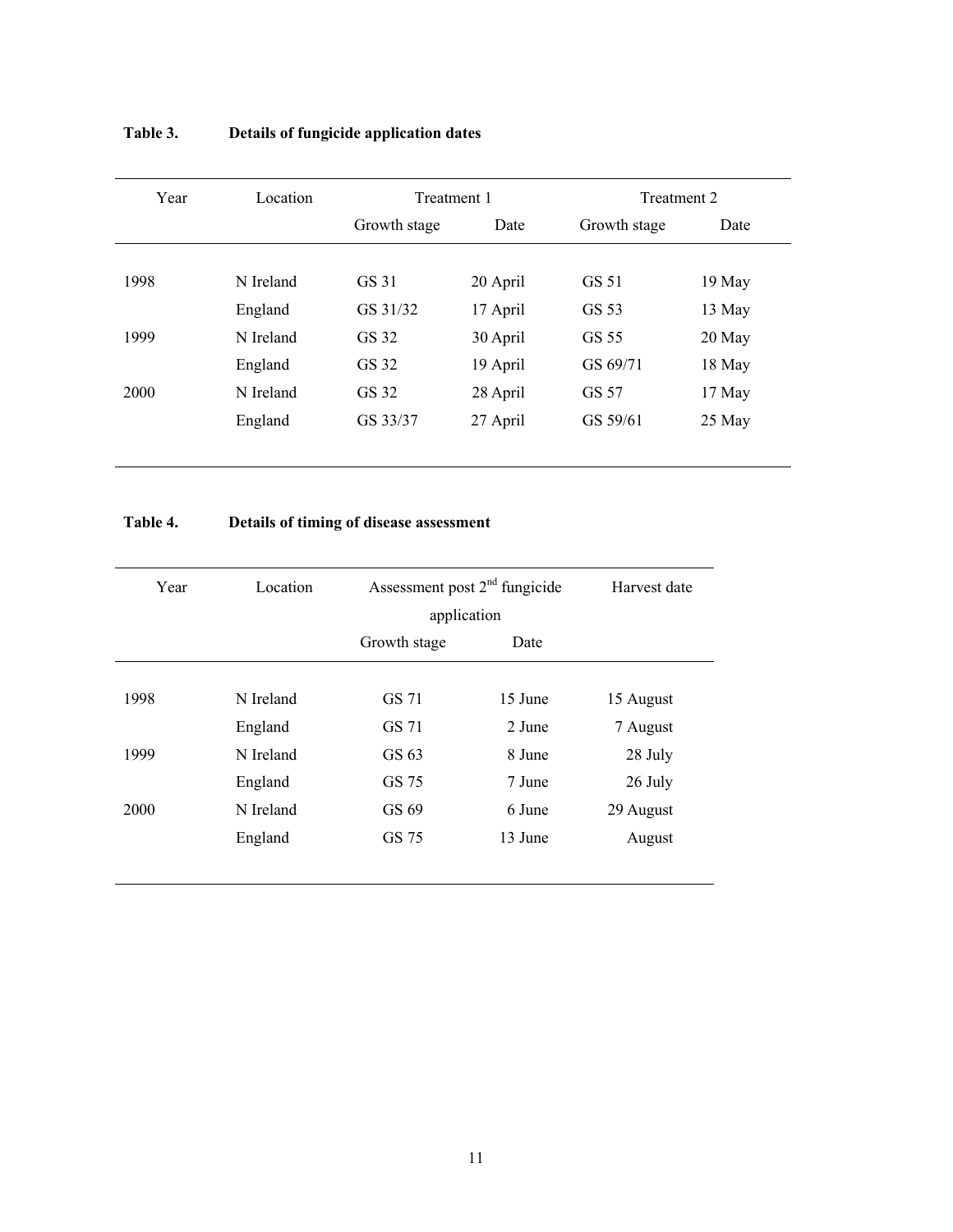**Table 3. Details of fungicide application dates**

| Year | Location | Treatment 1 | | Treatment 2 | |
|---|---|---|---|---|---|
| | | Growth stage | Date | Growth stage | Date |
| 1998 | N Ireland | GS 31 | 20 April | GS 51 | 19 May |
| | England | GS 31/32 | 17 April | GS 53 | 13 May |
| 1999 | N Ireland | GS 32 | 30 April | GS 55 | 20 May |
| | England | GS 32 | 19 April | GS 69/71 | 18 May |
| 2000 | N Ireland | GS 32 | 28 April | GS 57 | 17 May |
| | England | GS 33/37 | 27 April | GS 59/61 | 25 May |

**Table 4. Details of timing of disease assessment**

| Year | Location | Assessment post 2nd fungicide application | | Harvest date |
|---|---|---|---|---|
| | | Growth stage | Date | |
| 1998 | N Ireland | GS 71 | 15 June | 15 August |
| | England | GS 71 | 2 June | 7 August |
| 1999 | N Ireland | GS 63 | 8 June | 28 July |
| | England | GS 75 | 7 June | 26 July |
| 2000 | N Ireland | GS 69 | 6 June | 29 August |
| | England | GS 75 | 13 June | August |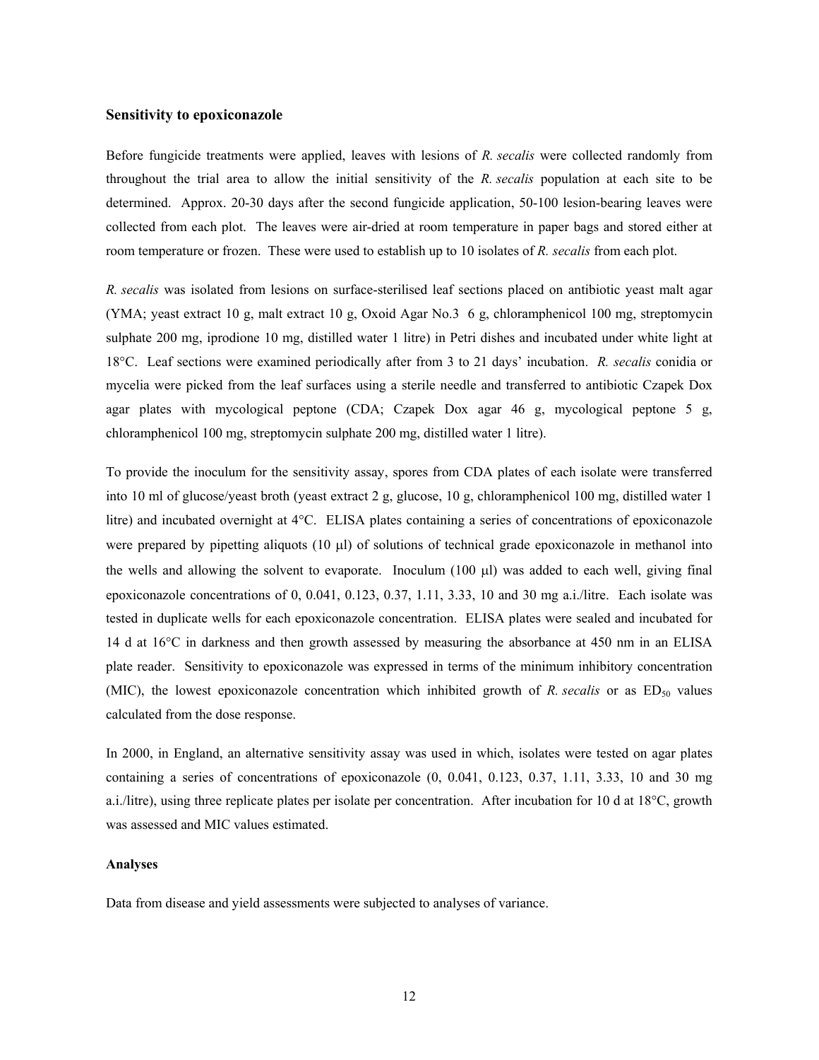### Sensitivity to epoxiconazole

Before fungicide treatments were applied, leaves with lesions of *R. secalis* were collected randomly from throughout the trial area to allow the initial sensitivity of the *R. secalis* population at each site to be determined. Approx. 20-30 days after the second fungicide application, 50-100 lesion-bearing leaves were collected from each plot. The leaves were air-dried at room temperature in paper bags and stored either at room temperature or frozen. These were used to establish up to 10 isolates of *R. secalis* from each plot.

*R. secalis* was isolated from lesions on surface-sterilised leaf sections placed on antibiotic yeast malt agar (YMA; yeast extract 10 g, malt extract 10 g, Oxoid Agar No.3 6 g, chloramphenicol 100 mg, streptomycin sulphate 200 mg, iprodione 10 mg, distilled water 1 litre) in Petri dishes and incubated under white light at 18°C. Leaf sections were examined periodically after from 3 to 21 days' incubation. *R. secalis* conidia or mycelia were picked from the leaf surfaces using a sterile needle and transferred to antibiotic Czapek Dox agar plates with mycological peptone (CDA; Czapek Dox agar 46 g, mycological peptone 5 g, chloramphenicol 100 mg, streptomycin sulphate 200 mg, distilled water 1 litre).

To provide the inoculum for the sensitivity assay, spores from CDA plates of each isolate were transferred into 10 ml of glucose/yeast broth (yeast extract 2 g, glucose, 10 g, chloramphenicol 100 mg, distilled water 1 litre) and incubated overnight at 4°C. ELISA plates containing a series of concentrations of epoxiconazole were prepared by pipetting aliquots (10 μl) of solutions of technical grade epoxiconazole in methanol into the wells and allowing the solvent to evaporate. Inoculum (100 μl) was added to each well, giving final epoxiconazole concentrations of 0, 0.041, 0.123, 0.37, 1.11, 3.33, 10 and 30 mg a.i./litre. Each isolate was tested in duplicate wells for each epoxiconazole concentration. ELISA plates were sealed and incubated for 14 d at 16°C in darkness and then growth assessed by measuring the absorbance at 450 nm in an ELISA plate reader. Sensitivity to epoxiconazole was expressed in terms of the minimum inhibitory concentration (MIC), the lowest epoxiconazole concentration which inhibited growth of *R. secalis* or as $ED_{50}$ values calculated from the dose response.

In 2000, in England, an alternative sensitivity assay was used in which, isolates were tested on agar plates containing a series of concentrations of epoxiconazole (0, 0.041, 0.123, 0.37, 1.11, 3.33, 10 and 30 mg a.i./litre), using three replicate plates per isolate per concentration. After incubation for 10 d at 18°C, growth was assessed and MIC values estimated.

#### Analyses

Data from disease and yield assessments were subjected to analyses of variance.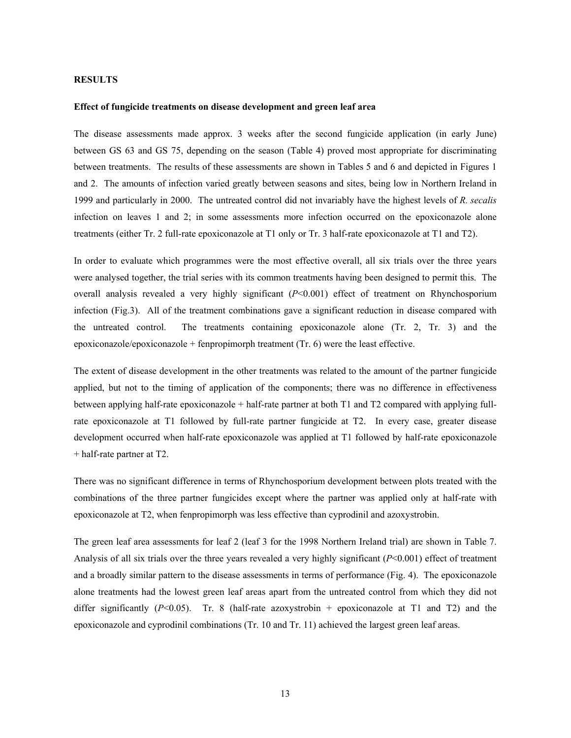## RESULTS

### Effect of fungicide treatments on disease development and green leaf area

The disease assessments made approx. 3 weeks after the second fungicide application (in early June) between GS 63 and GS 75, depending on the season (Table 4) proved most appropriate for discriminating between treatments. The results of these assessments are shown in Tables 5 and 6 and depicted in Figures 1 and 2. The amounts of infection varied greatly between seasons and sites, being low in Northern Ireland in 1999 and particularly in 2000. The untreated control did not invariably have the highest levels of *R. secalis* infection on leaves 1 and 2; in some assessments more infection occurred on the epoxiconazole alone treatments (either Tr. 2 full-rate epoxiconazole at T1 only or Tr. 3 half-rate epoxiconazole at T1 and T2).

In order to evaluate which programmes were the most effective overall, all six trials over the three years were analysed together, the trial series with its common treatments having been designed to permit this. The overall analysis revealed a very highly significant ($P$<0.001) effect of treatment on Rhynchosporium infection (Fig.3). All of the treatment combinations gave a significant reduction in disease compared with the untreated control. The treatments containing epoxiconazole alone (Tr. 2, Tr. 3) and the epoxiconazole/epoxiconazole + fenpropimorph treatment (Tr. 6) were the least effective.

The extent of disease development in the other treatments was related to the amount of the partner fungicide applied, but not to the timing of application of the components; there was no difference in effectiveness between applying half-rate epoxiconazole + half-rate partner at both T1 and T2 compared with applying full-rate epoxiconazole at T1 followed by full-rate partner fungicide at T2. In every case, greater disease development occurred when half-rate epoxiconazole was applied at T1 followed by half-rate epoxiconazole + half-rate partner at T2.

There was no significant difference in terms of Rhynchosporium development between plots treated with the combinations of the three partner fungicides except where the partner was applied only at half-rate with epoxiconazole at T2, when fenpropimorph was less effective than cyprodinil and azoxystrobin.

The green leaf area assessments for leaf 2 (leaf 3 for the 1998 Northern Ireland trial) are shown in Table 7. Analysis of all six trials over the three years revealed a very highly significant ($P$<0.001) effect of treatment and a broadly similar pattern to the disease assessments in terms of performance (Fig. 4). The epoxiconazole alone treatments had the lowest green leaf areas apart from the untreated control from which they did not differ significantly ($P$<0.05). Tr. 8 (half-rate azoxystrobin + epoxiconazole at T1 and T2) and the epoxiconazole and cyprodinil combinations (Tr. 10 and Tr. 11) achieved the largest green leaf areas.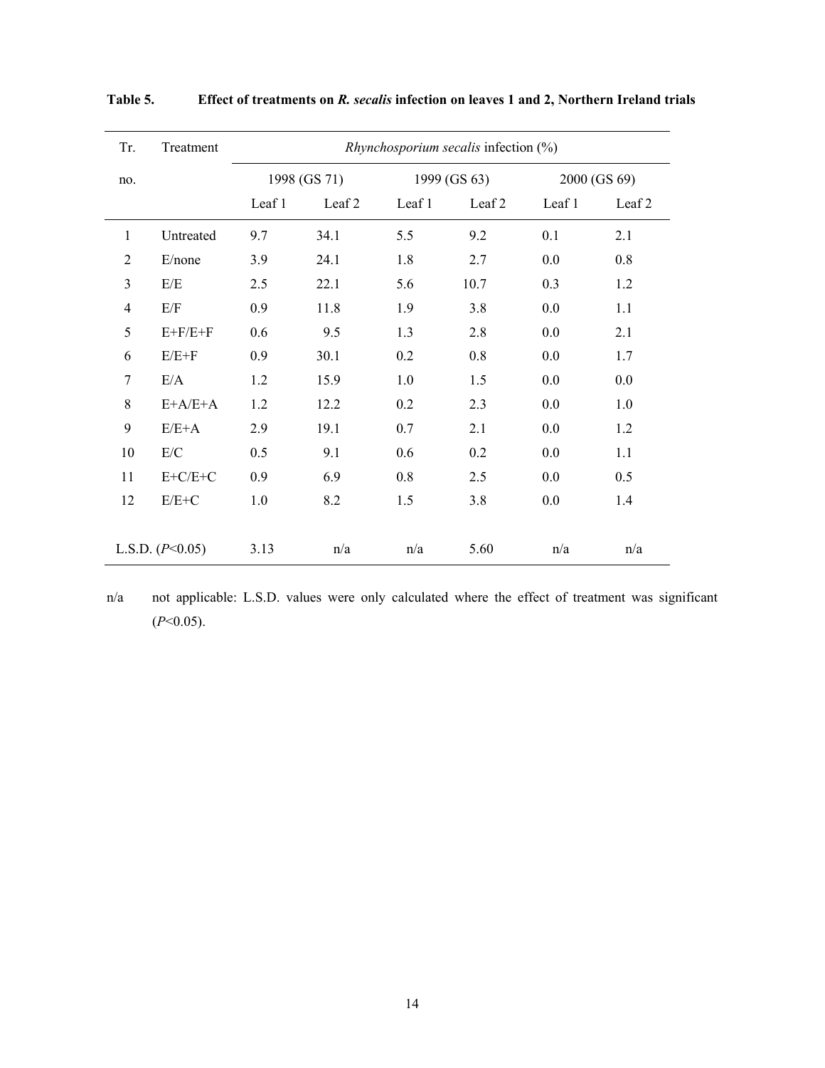**Table 5. Effect of treatments on *R. secalis* infection on leaves 1 and 2, Northern Ireland trials**

| Tr. no. | Treatment | *Rhynchosporium secalis* infection (%) | | | | | |
|---|---|---|---|---|---|---|---|
| | | 1998 (GS 71) | | 1999 (GS 63) | | 2000 (GS 69) | |
| | | Leaf 1 | Leaf 2 | Leaf 1 | Leaf 2 | Leaf 1 | Leaf 2 |
| 1 | Untreated | 9.7 | 34.1 | 5.5 | 9.2 | 0.1 | 2.1 |
| 2 | E/none | 3.9 | 24.1 | 1.8 | 2.7 | 0.0 | 0.8 |
| 3 | E/E | 2.5 | 22.1 | 5.6 | 10.7 | 0.3 | 1.2 |
| 4 | E/F | 0.9 | 11.8 | 1.9 | 3.8 | 0.0 | 1.1 |
| 5 | E+F/E+F | 0.6 | 9.5 | 1.3 | 2.8 | 0.0 | 2.1 |
| 6 | E/E+F | 0.9 | 30.1 | 0.2 | 0.8 | 0.0 | 1.7 |
| 7 | E/A | 1.2 | 15.9 | 1.0 | 1.5 | 0.0 | 0.0 |
| 8 | E+A/E+A | 1.2 | 12.2 | 0.2 | 2.3 | 0.0 | 1.0 |
| 9 | E/E+A | 2.9 | 19.1 | 0.7 | 2.1 | 0.0 | 1.2 |
| 10 | E/C | 0.5 | 9.1 | 0.6 | 0.2 | 0.0 | 1.1 |
| 11 | E+C/E+C | 0.9 | 6.9 | 0.8 | 2.5 | 0.0 | 0.5 |
| 12 | E/E+C | 1.0 | 8.2 | 1.5 | 3.8 | 0.0 | 1.4 |
| L.S.D. ($P<0.05$) | | 3.13 | n/a | n/a | 5.60 | n/a | n/a |

n/a not applicable: L.S.D. values were only calculated where the effect of treatment was significant ($P<0.05$).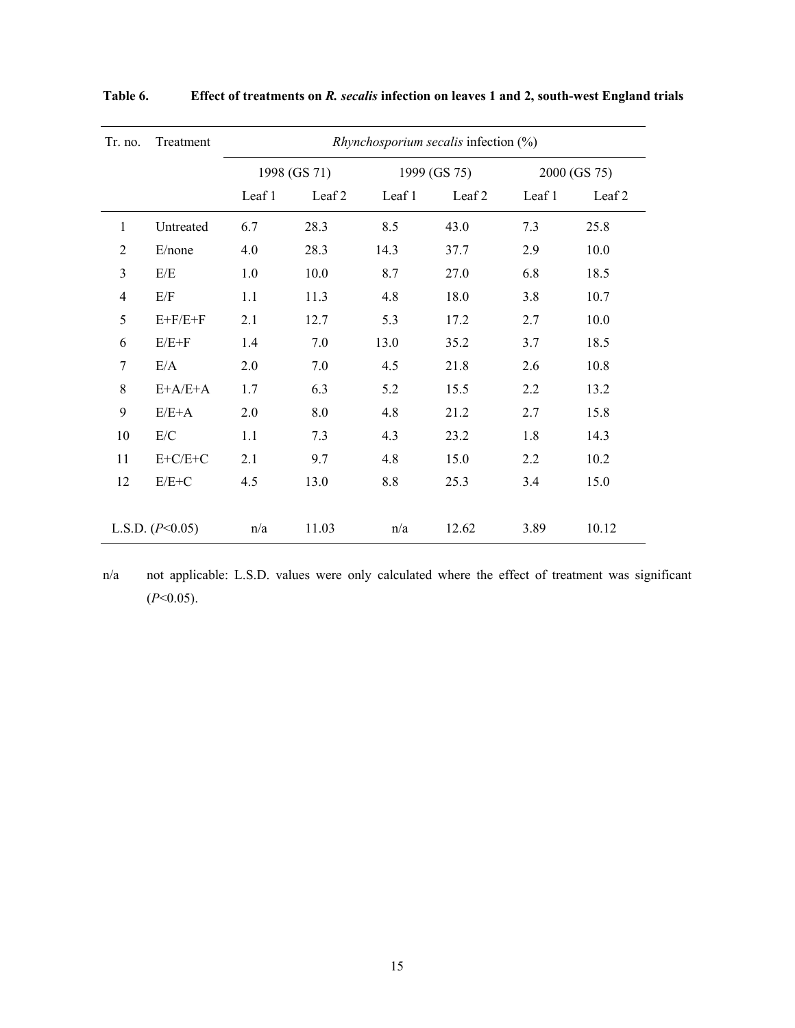**Table 6. Effect of treatments on *R. secalis* infection on leaves 1 and 2, south-west England trials**

| Tr. no. | Treatment | *Rhynchosporium secalis* infection (%) | | | | | |
|---|---|---|---|---|---|---|---|
| | | 1998 (GS 71) | | 1999 (GS 75) | | 2000 (GS 75) | |
| | | Leaf 1 | Leaf 2 | Leaf 1 | Leaf 2 | Leaf 1 | Leaf 2 |
| 1 | Untreated | 6.7 | 28.3 | 8.5 | 43.0 | 7.3 | 25.8 |
| 2 | E/none | 4.0 | 28.3 | 14.3 | 37.7 | 2.9 | 10.0 |
| 3 | E/E | 1.0 | 10.0 | 8.7 | 27.0 | 6.8 | 18.5 |
| 4 | E/F | 1.1 | 11.3 | 4.8 | 18.0 | 3.8 | 10.7 |
| 5 | E+F/E+F | 2.1 | 12.7 | 5.3 | 17.2 | 2.7 | 10.0 |
| 6 | E/E+F | 1.4 | 7.0 | 13.0 | 35.2 | 3.7 | 18.5 |
| 7 | E/A | 2.0 | 7.0 | 4.5 | 21.8 | 2.6 | 10.8 |
| 8 | E+A/E+A | 1.7 | 6.3 | 5.2 | 15.5 | 2.2 | 13.2 |
| 9 | E/E+A | 2.0 | 8.0 | 4.8 | 21.2 | 2.7 | 15.8 |
| 10 | E/C | 1.1 | 7.3 | 4.3 | 23.2 | 1.8 | 14.3 |
| 11 | E+C/E+C | 2.1 | 9.7 | 4.8 | 15.0 | 2.2 | 10.2 |
| 12 | E/E+C | 4.5 | 13.0 | 8.8 | 25.3 | 3.4 | 15.0 |
| L.S.D. ($P<0.05$) | | n/a | 11.03 | n/a | 12.62 | 3.89 | 10.12 |

n/a not applicable: L.S.D. values were only calculated where the effect of treatment was significant ($P<0.05$).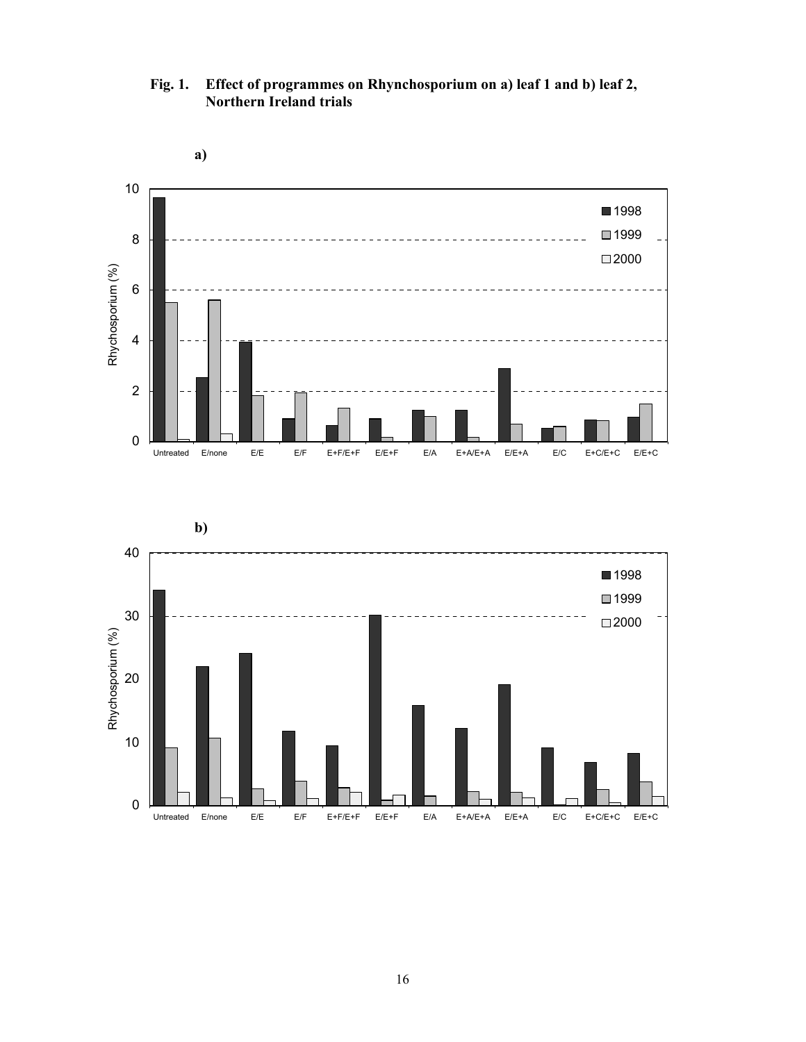**Fig. 1. Effect of programmes on Rhynchosporium on a) leaf 1 and b) leaf 2, Northern Ireland trials**

**a)**

**b)**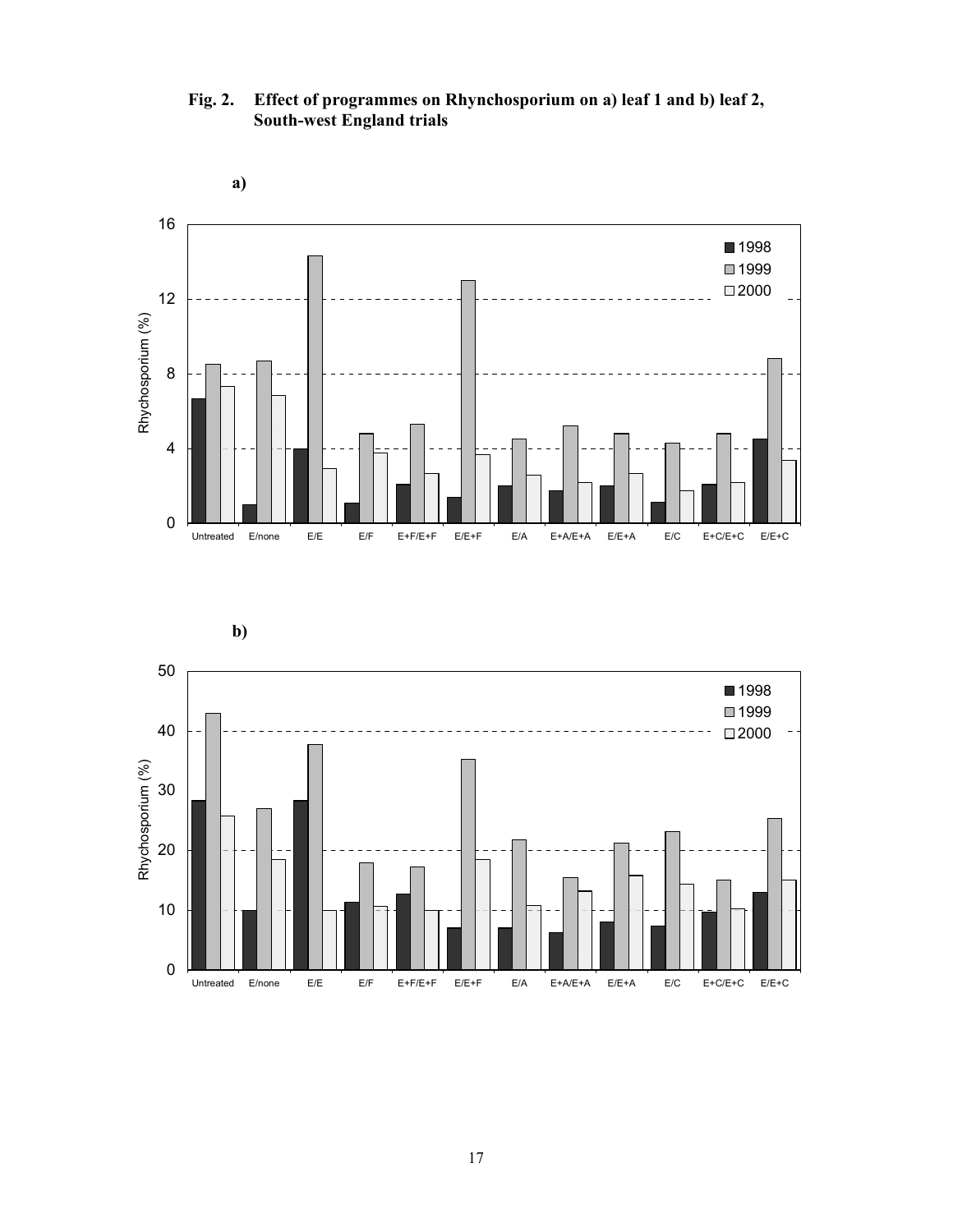**Fig. 2. Effect of programmes on Rhynchosporium on a) leaf 1 and b) leaf 2, South-west England trials**

**a)**

**b)**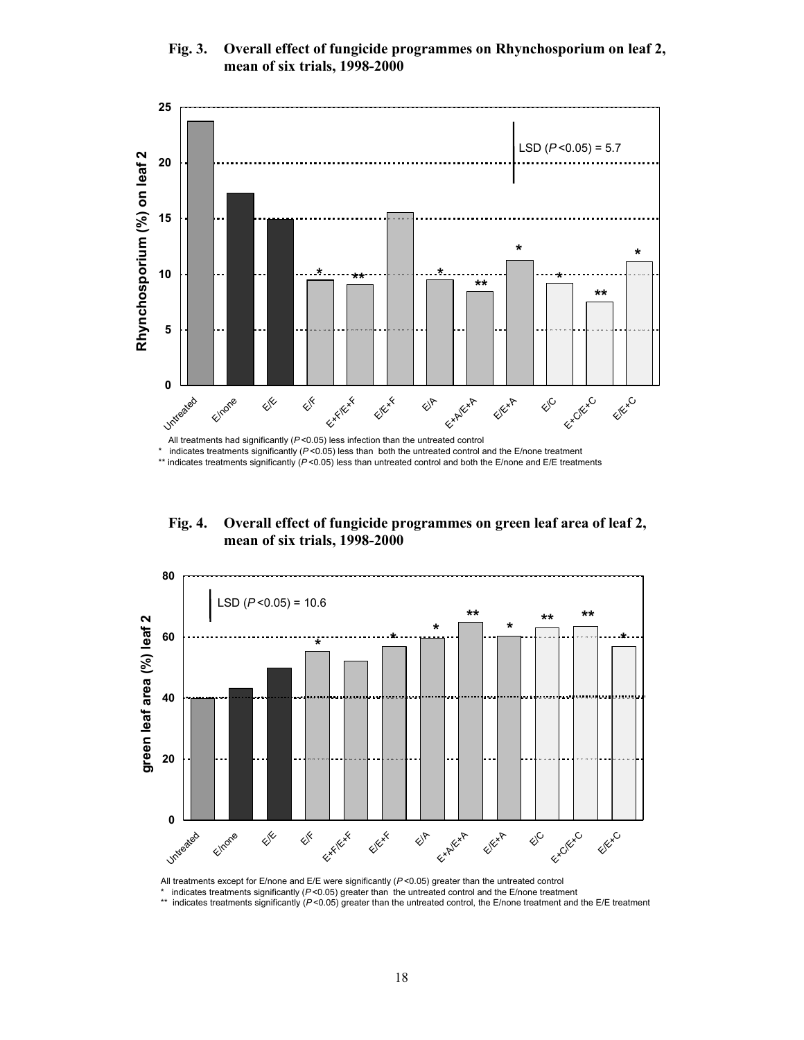**Fig. 3. Overall effect of fungicide programmes on Rhynchosporium on leaf 2, mean of six trials, 1998-2000**

All treatments had significantly ($P$<0.05) less infection than the untreated control

\* indicates treatments significantly ($P$<0.05) less than both the untreated control and the E/none treatment

\** indicates treatments significantly ($P$<0.05) less than untreated control and both the E/none and E/E treatments

**Fig. 4. Overall effect of fungicide programmes on green leaf area of leaf 2, mean of six trials, 1998-2000**

All treatments except for E/none and E/E were significantly ($P$<0.05) greater than the untreated control

\* indicates treatments significantly ($P$<0.05) greater than the untreated control and the E/none treatment

\** indicates treatments significantly ($P$<0.05) greater than the untreated control, the E/none treatment and the E/E treatment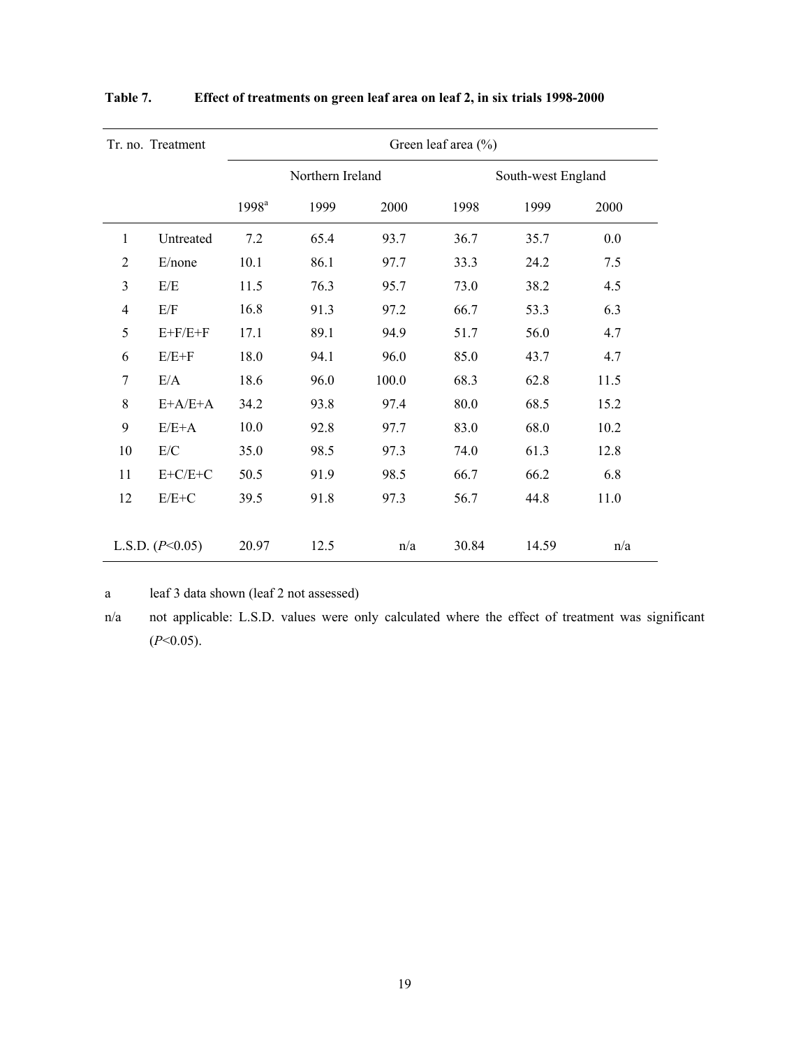**Table 7. Effect of treatments on green leaf area on leaf 2, in six trials 1998-2000**

| Tr. no. | Treatment | Green leaf area (%) | | | | | |
|---|---|---|---|---|---|---|---|
| | | Northern Ireland | | | South-west England | | |
| | | 1998[a] | 1999 | 2000 | 1998 | 1999 | 2000 |
| 1 | Untreated | 7.2 | 65.4 | 93.7 | 36.7 | 35.7 | 0.0 |
| 2 | E/none | 10.1 | 86.1 | 97.7 | 33.3 | 24.2 | 7.5 |
| 3 | E/E | 11.5 | 76.3 | 95.7 | 73.0 | 38.2 | 4.5 |
| 4 | E/F | 16.8 | 91.3 | 97.2 | 66.7 | 53.3 | 6.3 |
| 5 | E+F/E+F | 17.1 | 89.1 | 94.9 | 51.7 | 56.0 | 4.7 |
| 6 | E/E+F | 18.0 | 94.1 | 96.0 | 85.0 | 43.7 | 4.7 |
| 7 | E/A | 18.6 | 96.0 | 100.0 | 68.3 | 62.8 | 11.5 |
| 8 | E+A/E+A | 34.2 | 93.8 | 97.4 | 80.0 | 68.5 | 15.2 |
| 9 | E/E+A | 10.0 | 92.8 | 97.7 | 83.0 | 68.0 | 10.2 |
| 10 | E/C | 35.0 | 98.5 | 97.3 | 74.0 | 61.3 | 12.8 |
| 11 | E+C/E+C | 50.5 | 91.9 | 98.5 | 66.7 | 66.2 | 6.8 |
| 12 | E/E+C | 39.5 | 91.8 | 97.3 | 56.7 | 44.8 | 11.0 |
| L.S.D. ($P<0.05$) | | 20.97 | 12.5 | n/a | 30.84 | 14.59 | n/a |

a leaf 3 data shown (leaf 2 not assessed)

n/a not applicable: L.S.D. values were only calculated where the effect of treatment was significant ($P<0.05$).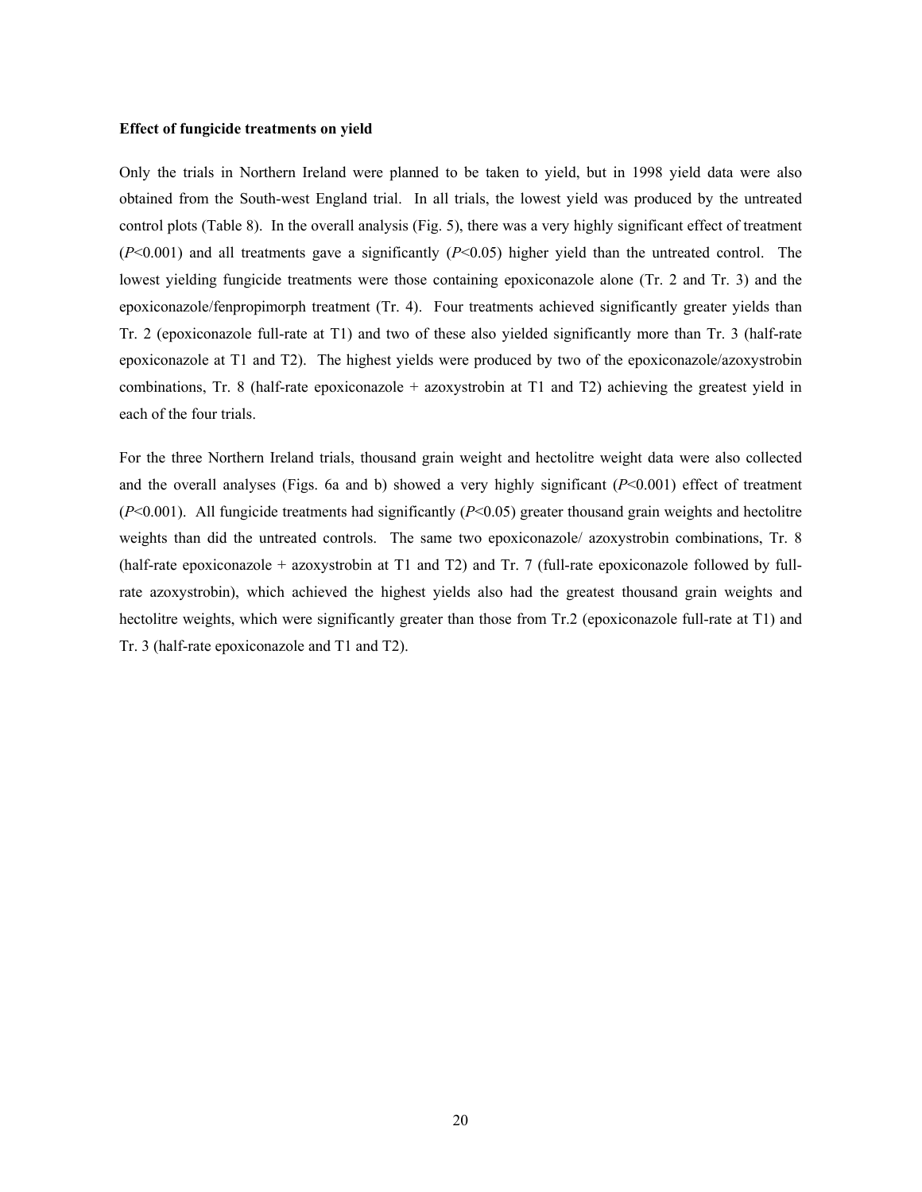**Effect of fungicide treatments on yield**

Only the trials in Northern Ireland were planned to be taken to yield, but in 1998 yield data were also obtained from the South-west England trial. In all trials, the lowest yield was produced by the untreated control plots (Table 8). In the overall analysis (Fig. 5), there was a very highly significant effect of treatment ($P<0.001$) and all treatments gave a significantly ($P<0.05$) higher yield than the untreated control. The lowest yielding fungicide treatments were those containing epoxiconazole alone (Tr. 2 and Tr. 3) and the epoxiconazole/fenpropimorph treatment (Tr. 4). Four treatments achieved significantly greater yields than Tr. 2 (epoxiconazole full-rate at T1) and two of these also yielded significantly more than Tr. 3 (half-rate epoxiconazole at T1 and T2). The highest yields were produced by two of the epoxiconazole/azoxystrobin combinations, Tr. 8 (half-rate epoxiconazole + azoxystrobin at T1 and T2) achieving the greatest yield in each of the four trials.

For the three Northern Ireland trials, thousand grain weight and hectolitre weight data were also collected and the overall analyses (Figs. 6a and b) showed a very highly significant ($P<0.001$) effect of treatment ($P<0.001$). All fungicide treatments had significantly ($P<0.05$) greater thousand grain weights and hectolitre weights than did the untreated controls. The same two epoxiconazole/ azoxystrobin combinations, Tr. 8 (half-rate epoxiconazole + azoxystrobin at T1 and T2) and Tr. 7 (full-rate epoxiconazole followed by full-rate azoxystrobin), which achieved the highest yields also had the greatest thousand grain weights and hectolitre weights, which were significantly greater than those from Tr.2 (epoxiconazole full-rate at T1) and Tr. 3 (half-rate epoxiconazole and T1 and T2).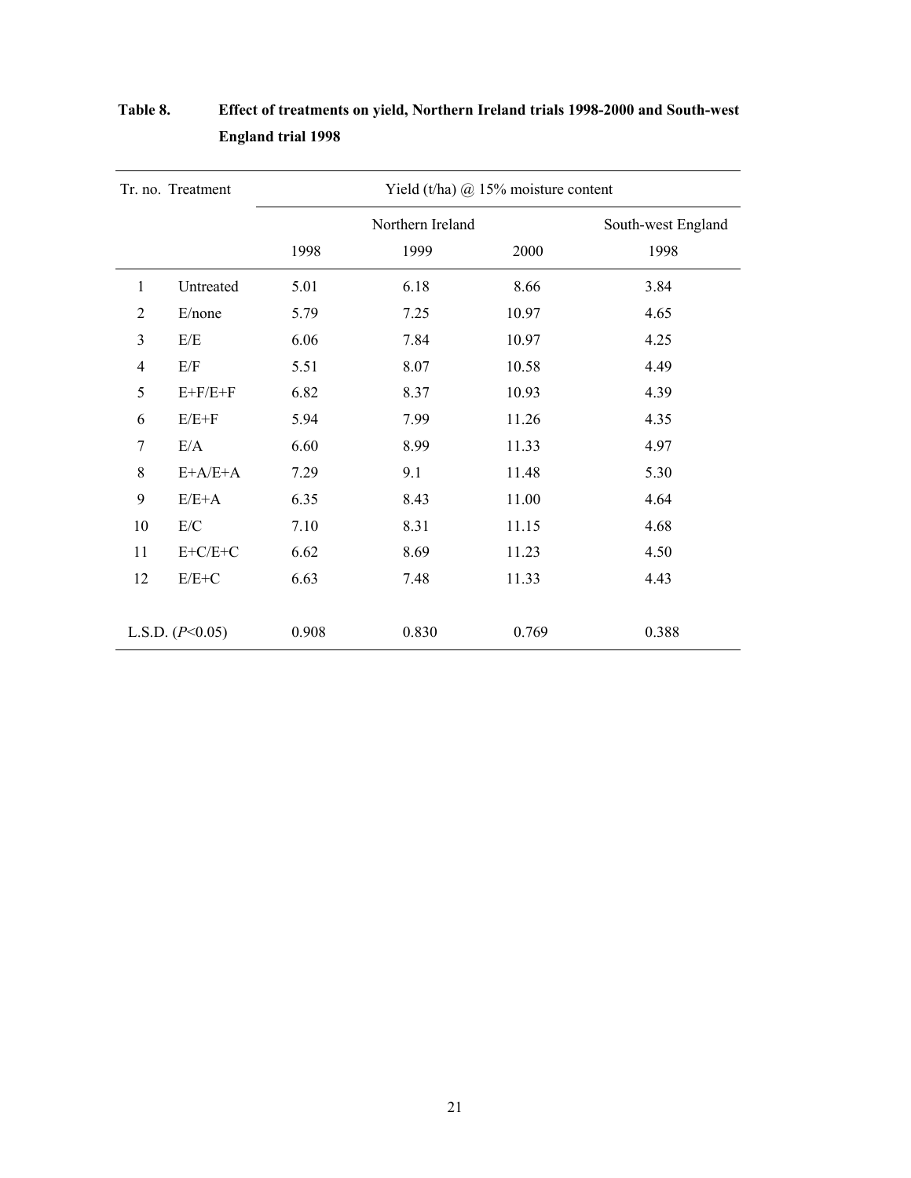**Table 8. Effect of treatments on yield, Northern Ireland trials 1998-2000 and South-west England trial 1998**

| Tr. no. | Treatment | Yield (t/ha) @ 15% moisture content | | | |
|---|---|---|---|---|---|
| | | Northern Ireland | | | South-west England |
| | | 1998 | 1999 | 2000 | 1998 |
| 1 | Untreated | 5.01 | 6.18 | 8.66 | 3.84 |
| 2 | E/none | 5.79 | 7.25 | 10.97 | 4.65 |
| 3 | E/E | 6.06 | 7.84 | 10.97 | 4.25 |
| 4 | E/F | 5.51 | 8.07 | 10.58 | 4.49 |
| 5 | E+F/E+F | 6.82 | 8.37 | 10.93 | 4.39 |
| 6 | E/E+F | 5.94 | 7.99 | 11.26 | 4.35 |
| 7 | E/A | 6.60 | 8.99 | 11.33 | 4.97 |
| 8 | E+A/E+A | 7.29 | 9.1 | 11.48 | 5.30 |
| 9 | E/E+A | 6.35 | 8.43 | 11.00 | 4.64 |
| 10 | E/C | 7.10 | 8.31 | 11.15 | 4.68 |
| 11 | E+C/E+C | 6.62 | 8.69 | 11.23 | 4.50 |
| 12 | E/E+C | 6.63 | 7.48 | 11.33 | 4.43 |
| L.S.D. ($P$<0.05) | | 0.908 | 0.830 | 0.769 | 0.388 |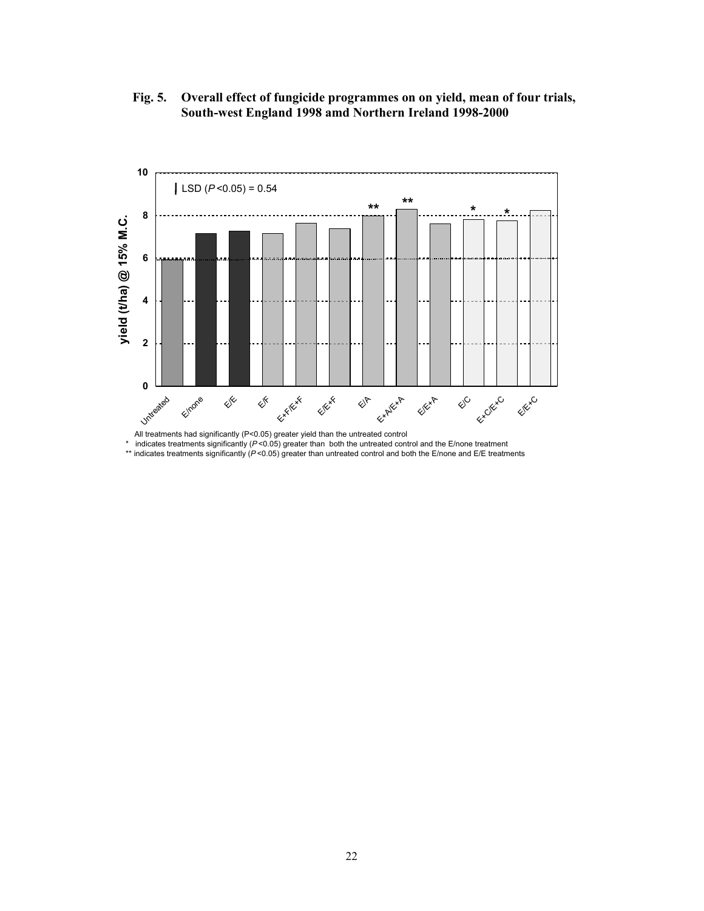**Fig. 5. Overall effect of fungicide programmes on on yield, mean of four trials, South-west England 1998 amd Northern Ireland 1998-2000**

All treatments had significantly (P<0.05) greater yield than the untreated control

\* indicates treatments significantly ($P<0.05$) greater than both the untreated control and the E/none treatment

\*\* indicates treatments significantly ($P<0.05$) greater than untreated control and both the E/none and E/E treatments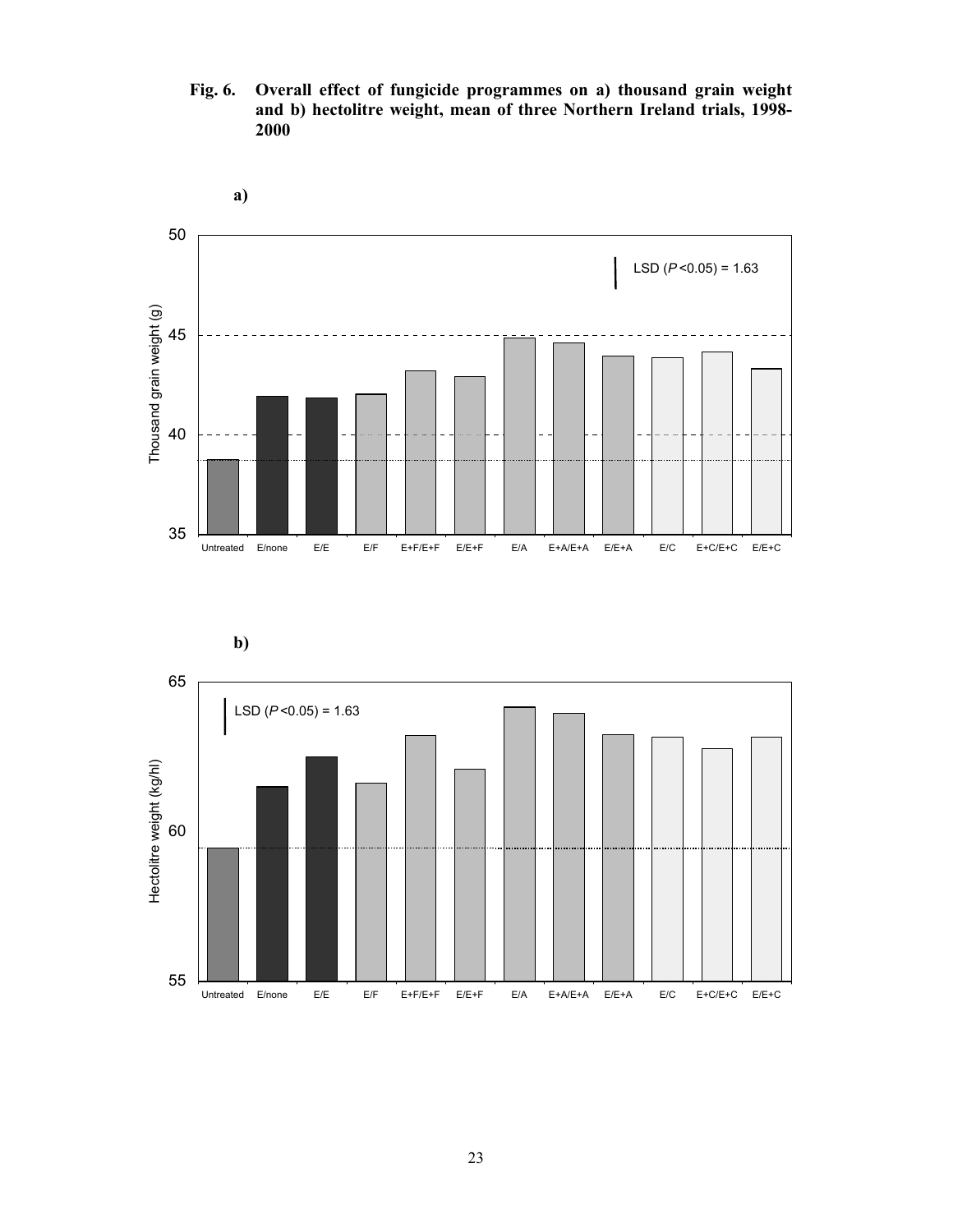**Fig. 6. Overall effect of fungicide programmes on a) thousand grain weight and b) hectolitre weight, mean of three Northern Ireland trials, 1998-2000**

**a)**

**b)**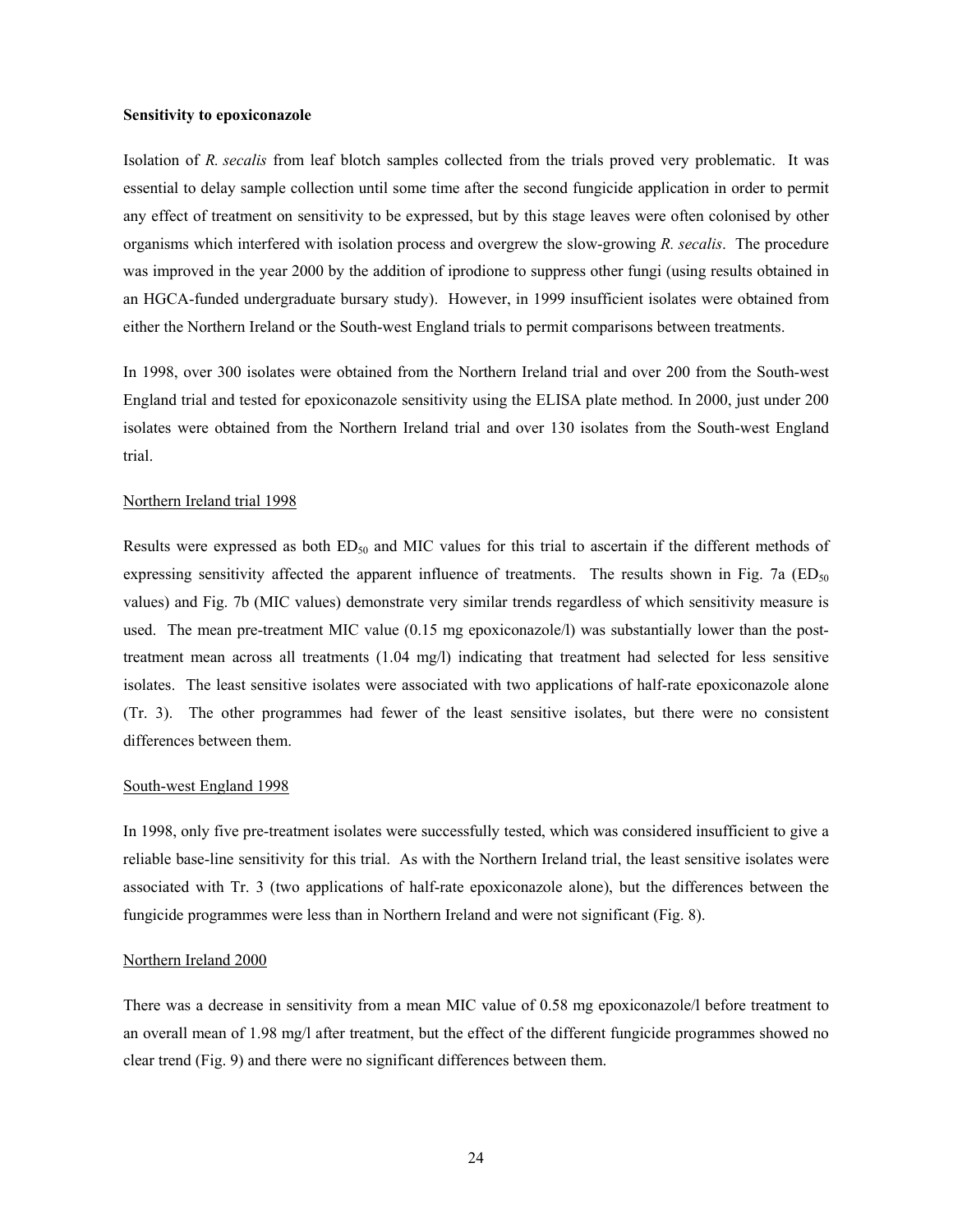**Sensitivity to epoxiconazole**

Isolation of *R. secalis* from leaf blotch samples collected from the trials proved very problematic. It was essential to delay sample collection until some time after the second fungicide application in order to permit any effect of treatment on sensitivity to be expressed, but by this stage leaves were often colonised by other organisms which interfered with isolation process and overgrew the slow-growing *R. secalis*. The procedure was improved in the year 2000 by the addition of iprodione to suppress other fungi (using results obtained in an HGCA-funded undergraduate bursary study). However, in 1999 insufficient isolates were obtained from either the Northern Ireland or the South-west England trials to permit comparisons between treatments.

In 1998, over 300 isolates were obtained from the Northern Ireland trial and over 200 from the South-west England trial and tested for epoxiconazole sensitivity using the ELISA plate method. In 2000, just under 200 isolates were obtained from the Northern Ireland trial and over 130 isolates from the South-west England trial.

<u>Northern Ireland trial 1998</u>

Results were expressed as both $ED_{50}$ and MIC values for this trial to ascertain if the different methods of expressing sensitivity affected the apparent influence of treatments. The results shown in Fig. 7a ($ED_{50}$ values) and Fig. 7b (MIC values) demonstrate very similar trends regardless of which sensitivity measure is used. The mean pre-treatment MIC value (0.15 mg epoxiconazole/l) was substantially lower than the post-treatment mean across all treatments (1.04 mg/l) indicating that treatment had selected for less sensitive isolates. The least sensitive isolates were associated with two applications of half-rate epoxiconazole alone (Tr. 3). The other programmes had fewer of the least sensitive isolates, but there were no consistent differences between them.

<u>South-west England 1998</u>

In 1998, only five pre-treatment isolates were successfully tested, which was considered insufficient to give a reliable base-line sensitivity for this trial. As with the Northern Ireland trial, the least sensitive isolates were associated with Tr. 3 (two applications of half-rate epoxiconazole alone), but the differences between the fungicide programmes were less than in Northern Ireland and were not significant (Fig. 8).

<u>Northern Ireland 2000</u>

There was a decrease in sensitivity from a mean MIC value of 0.58 mg epoxiconazole/l before treatment to an overall mean of 1.98 mg/l after treatment, but the effect of the different fungicide programmes showed no clear trend (Fig. 9) and there were no significant differences between them.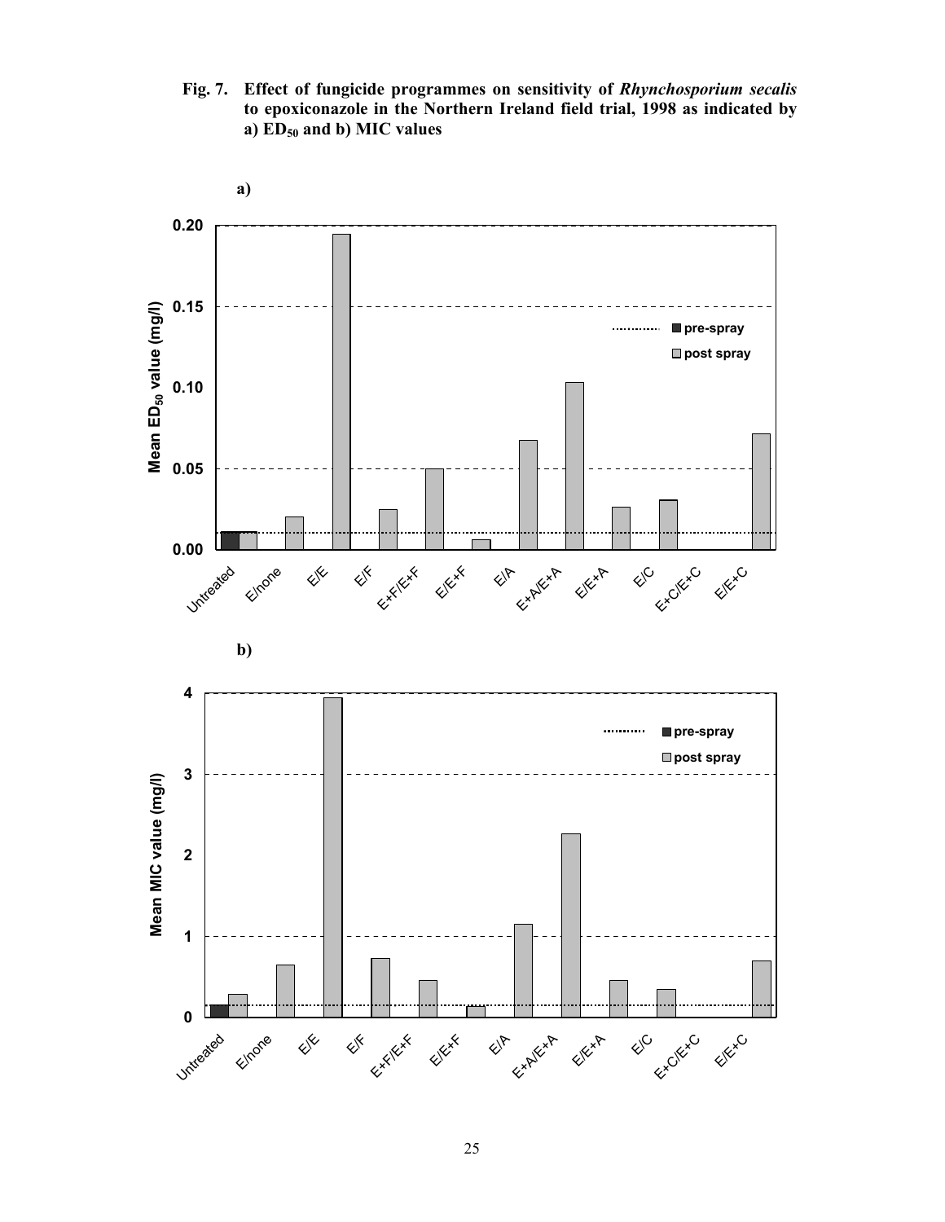**Fig. 7. Effect of fungicide programmes on sensitivity of *Rhynchosporium secalis* to epoxiconazole in the Northern Ireland field trial, 1998 as indicated by a) $ED_{50}$ and b) MIC values**

**a)**

**b)**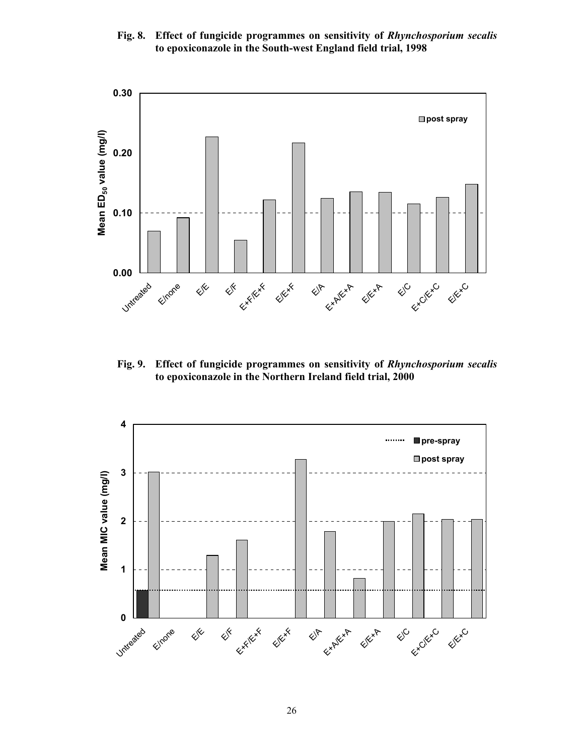**Fig. 8. Effect of fungicide programmes on sensitivity of *Rhynchosporium secalis* to epoxiconazole in the South-west England field trial, 1998**

**Fig. 9. Effect of fungicide programmes on sensitivity of *Rhynchosporium secalis* to epoxiconazole in the Northern Ireland field trial, 2000**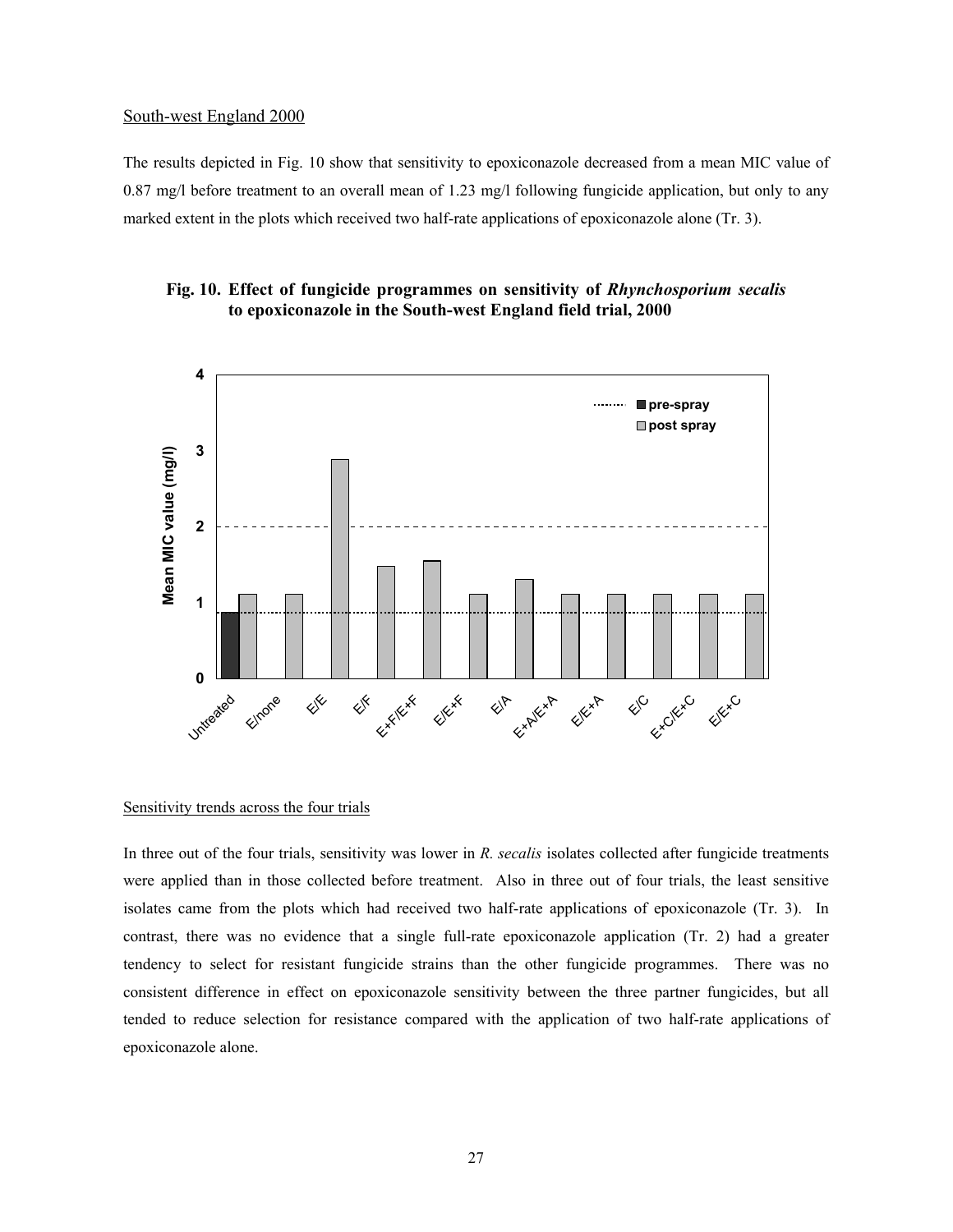South-west England 2000

The results depicted in Fig. 10 show that sensitivity to epoxiconazole decreased from a mean MIC value of 0.87 mg/l before treatment to an overall mean of 1.23 mg/l following fungicide application, but only to any marked extent in the plots which received two half-rate applications of epoxiconazole alone (Tr. 3).

**Fig. 10. Effect of fungicide programmes on sensitivity of *Rhynchosporium secalis* to epoxiconazole in the South-west England field trial, 2000**

Sensitivity trends across the four trials

In three out of the four trials, sensitivity was lower in *R. secalis* isolates collected after fungicide treatments were applied than in those collected before treatment. Also in three out of four trials, the least sensitive isolates came from the plots which had received two half-rate applications of epoxiconazole (Tr. 3). In contrast, there was no evidence that a single full-rate epoxiconazole application (Tr. 2) had a greater tendency to select for resistant fungicide strains than the other fungicide programmes. There was no consistent difference in effect on epoxiconazole sensitivity between the three partner fungicides, but all tended to reduce selection for resistance compared with the application of two half-rate applications of epoxiconazole alone.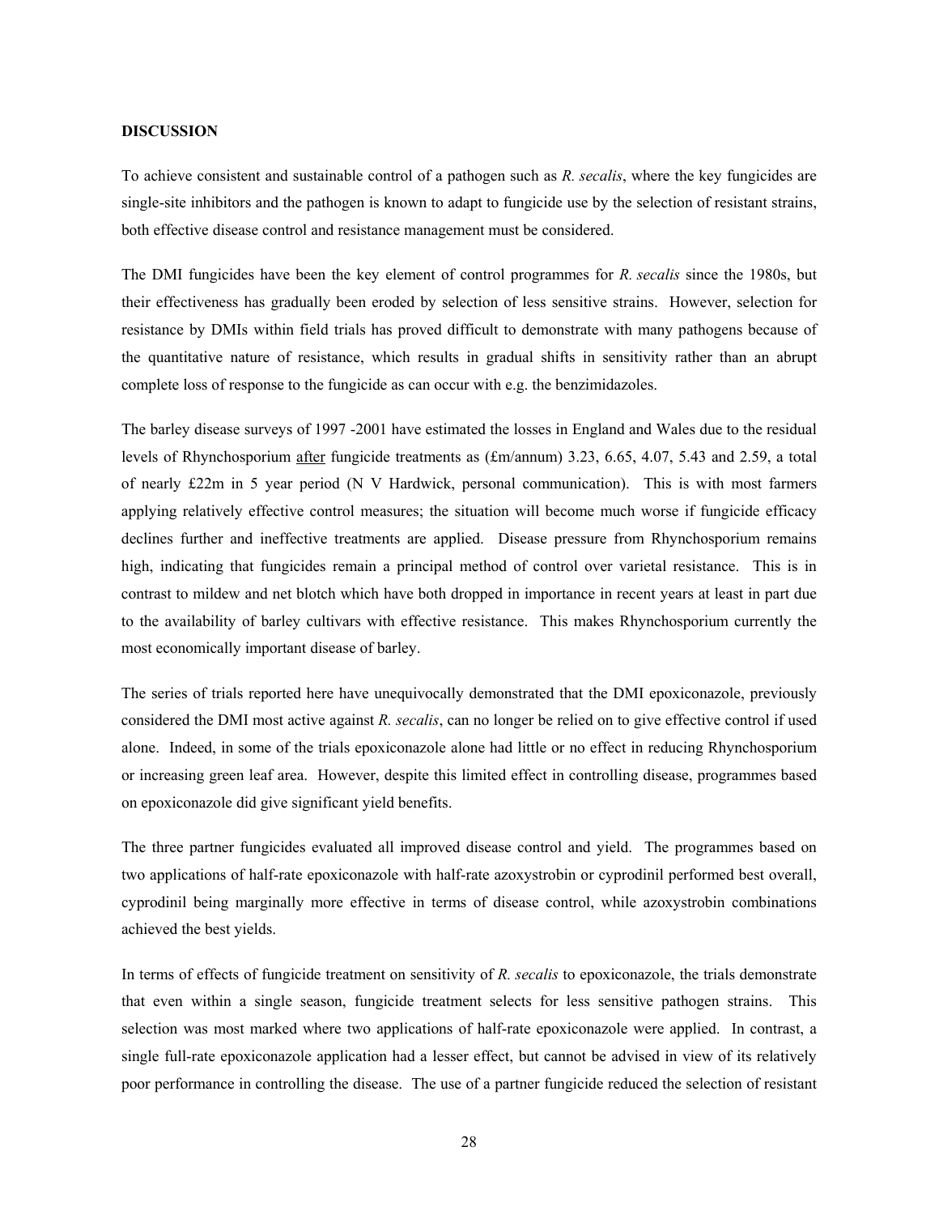**DISCUSSION**

To achieve consistent and sustainable control of a pathogen such as *R. secalis*, where the key fungicides are single-site inhibitors and the pathogen is known to adapt to fungicide use by the selection of resistant strains, both effective disease control and resistance management must be considered.

The DMI fungicides have been the key element of control programmes for *R. secalis* since the 1980s, but their effectiveness has gradually been eroded by selection of less sensitive strains. However, selection for resistance by DMIs within field trials has proved difficult to demonstrate with many pathogens because of the quantitative nature of resistance, which results in gradual shifts in sensitivity rather than an abrupt complete loss of response to the fungicide as can occur with e.g. the benzimidazoles.

The barley disease surveys of 1997 -2001 have estimated the losses in England and Wales due to the residual levels of Rhynchosporium <u>after</u> fungicide treatments as (£m/annum) 3.23, 6.65, 4.07, 5.43 and 2.59, a total of nearly £22m in 5 year period (N V Hardwick, personal communication). This is with most farmers applying relatively effective control measures; the situation will become much worse if fungicide efficacy declines further and ineffective treatments are applied. Disease pressure from Rhynchosporium remains high, indicating that fungicides remain a principal method of control over varietal resistance. This is in contrast to mildew and net blotch which have both dropped in importance in recent years at least in part due to the availability of barley cultivars with effective resistance. This makes Rhynchosporium currently the most economically important disease of barley.

The series of trials reported here have unequivocally demonstrated that the DMI epoxiconazole, previously considered the DMI most active against *R. secalis*, can no longer be relied on to give effective control if used alone. Indeed, in some of the trials epoxiconazole alone had little or no effect in reducing Rhynchosporium or increasing green leaf area. However, despite this limited effect in controlling disease, programmes based on epoxiconazole did give significant yield benefits.

The three partner fungicides evaluated all improved disease control and yield. The programmes based on two applications of half-rate epoxiconazole with half-rate azoxystrobin or cyprodinil performed best overall, cyprodinil being marginally more effective in terms of disease control, while azoxystrobin combinations achieved the best yields.

In terms of effects of fungicide treatment on sensitivity of *R. secalis* to epoxiconazole, the trials demonstrate that even within a single season, fungicide treatment selects for less sensitive pathogen strains. This selection was most marked where two applications of half-rate epoxiconazole were applied. In contrast, a single full-rate epoxiconazole application had a lesser effect, but cannot be advised in view of its relatively poor performance in controlling the disease. The use of a partner fungicide reduced the selection of resistant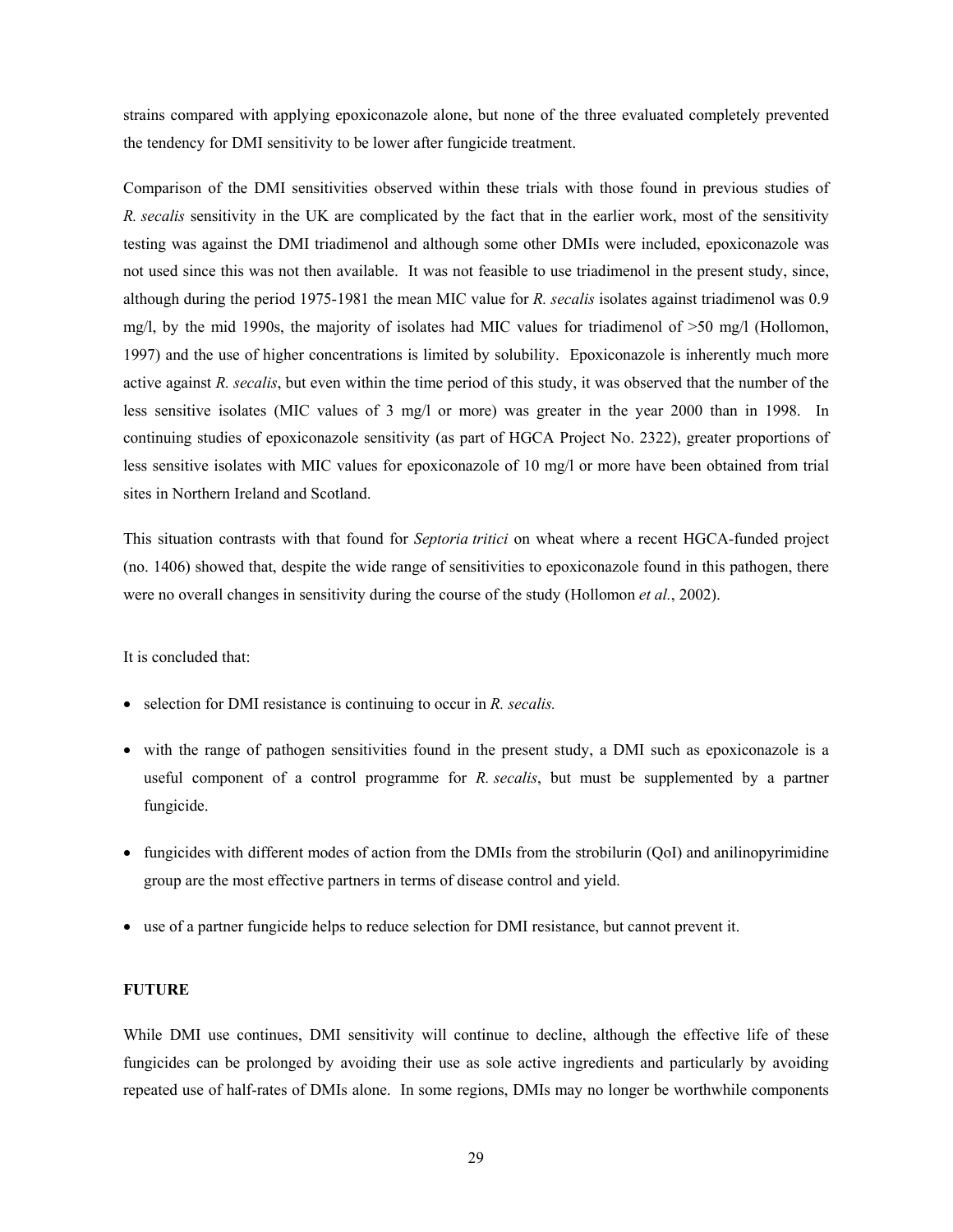strains compared with applying epoxiconazole alone, but none of the three evaluated completely prevented the tendency for DMI sensitivity to be lower after fungicide treatment.

Comparison of the DMI sensitivities observed within these trials with those found in previous studies of *R. secalis* sensitivity in the UK are complicated by the fact that in the earlier work, most of the sensitivity testing was against the DMI triadimenol and although some other DMIs were included, epoxiconazole was not used since this was not then available. It was not feasible to use triadimenol in the present study, since, although during the period 1975-1981 the mean MIC value for *R. secalis* isolates against triadimenol was 0.9 mg/l, by the mid 1990s, the majority of isolates had MIC values for triadimenol of >50 mg/l (Hollomon, 1997) and the use of higher concentrations is limited by solubility. Epoxiconazole is inherently much more active against *R. secalis*, but even within the time period of this study, it was observed that the number of the less sensitive isolates (MIC values of 3 mg/l or more) was greater in the year 2000 than in 1998. In continuing studies of epoxiconazole sensitivity (as part of HGCA Project No. 2322), greater proportions of less sensitive isolates with MIC values for epoxiconazole of 10 mg/l or more have been obtained from trial sites in Northern Ireland and Scotland.

This situation contrasts with that found for *Septoria tritici* on wheat where a recent HGCA-funded project (no. 1406) showed that, despite the wide range of sensitivities to epoxiconazole found in this pathogen, there were no overall changes in sensitivity during the course of the study (Hollomon *et al.*, 2002).

It is concluded that:

- selection for DMI resistance is continuing to occur in *R. secalis.*
- with the range of pathogen sensitivities found in the present study, a DMI such as epoxiconazole is a useful component of a control programme for *R. secalis*, but must be supplemented by a partner fungicide.
- fungicides with different modes of action from the DMIs from the strobilurin (QoI) and anilinopyrimidine group are the most effective partners in terms of disease control and yield.
- use of a partner fungicide helps to reduce selection for DMI resistance, but cannot prevent it.

**FUTURE**

While DMI use continues, DMI sensitivity will continue to decline, although the effective life of these fungicides can be prolonged by avoiding their use as sole active ingredients and particularly by avoiding repeated use of half-rates of DMIs alone. In some regions, DMIs may no longer be worthwhile components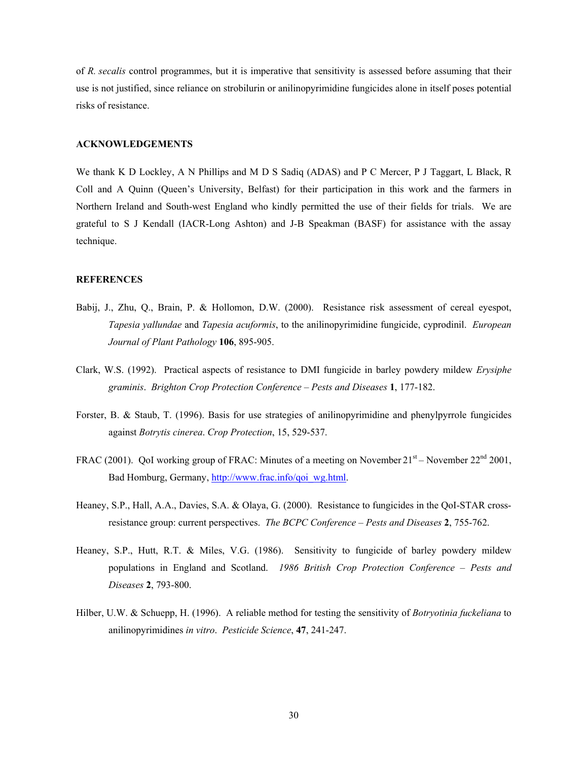of *R. secalis* control programmes, but it is imperative that sensitivity is assessed before assuming that their use is not justified, since reliance on strobilurin or anilinopyrimidine fungicides alone in itself poses potential risks of resistance.

## ACKNOWLEDGEMENTS

We thank K D Lockley, A N Phillips and M D S Sadiq (ADAS) and P C Mercer, P J Taggart, L Black, R Coll and A Quinn (Queen's University, Belfast) for their participation in this work and the farmers in Northern Ireland and South-west England who kindly permitted the use of their fields for trials. We are grateful to S J Kendall (IACR-Long Ashton) and J-B Speakman (BASF) for assistance with the assay technique.

## REFERENCES

Babij, J., Zhu, Q., Brain, P. & Hollomon, D.W. (2000). Resistance risk assessment of cereal eyespot, *Tapesia yallundae* and *Tapesia acuformis*, to the anilinopyrimidine fungicide, cyprodinil. *European Journal of Plant Pathology* **106**, 895-905.

Clark, W.S. (1992). Practical aspects of resistance to DMI fungicide in barley powdery mildew *Erysiphe graminis*. *Brighton Crop Protection Conference – Pests and Diseases* **1**, 177-182.

Forster, B. & Staub, T. (1996). Basis for use strategies of anilinopyrimidine and phenylpyrrole fungicides against *Botrytis cinerea*. *Crop Protection*, 15, 529-537.

FRAC (2001). QoI working group of FRAC: Minutes of a meeting on November 21st – November 22nd 2001, Bad Homburg, Germany, http://www.frac.info/qoi_wg.html.

Heaney, S.P., Hall, A.A., Davies, S.A. & Olaya, G. (2000). Resistance to fungicides in the QoI-STAR cross-resistance group: current perspectives. *The BCPC Conference – Pests and Diseases* **2**, 755-762.

Heaney, S.P., Hutt, R.T. & Miles, V.G. (1986). Sensitivity to fungicide of barley powdery mildew populations in England and Scotland. *1986 British Crop Protection Conference – Pests and Diseases* **2**, 793-800.

Hilber, U.W. & Schuepp, H. (1996). A reliable method for testing the sensitivity of *Botryotinia fuckeliana* to anilinopyrimidines *in vitro*. *Pesticide Science*, **47**, 241-247.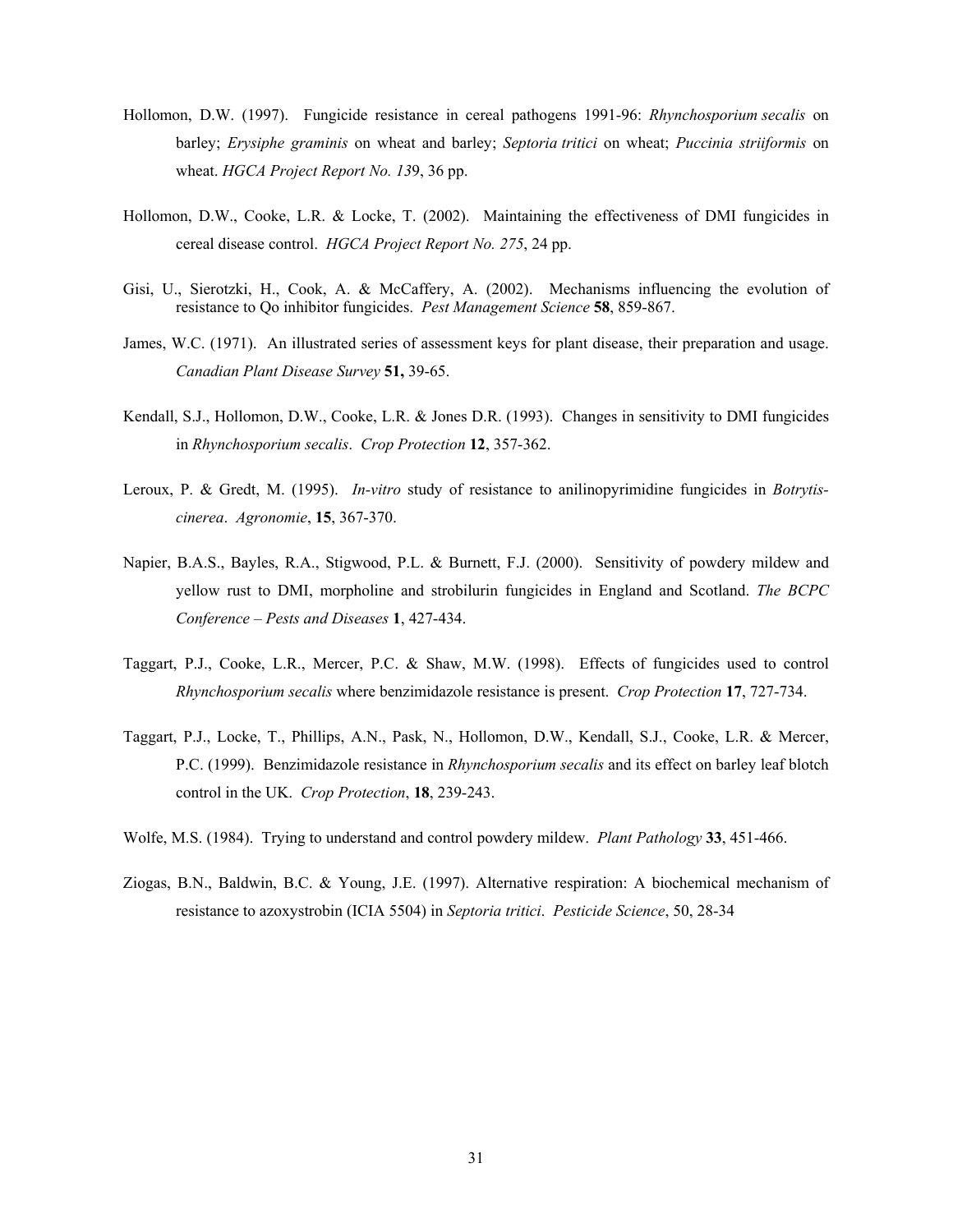Hollomon, D.W. (1997). Fungicide resistance in cereal pathogens 1991-96: *Rhynchosporium secalis* on barley; *Erysiphe graminis* on wheat and barley; *Septoria tritici* on wheat; *Puccinia striiformis* on wheat. *HGCA Project Report No. 13*9, 36 pp.

Hollomon, D.W., Cooke, L.R. & Locke, T. (2002). Maintaining the effectiveness of DMI fungicides in cereal disease control. *HGCA Project Report No. 275*, 24 pp.

Gisi, U., Sierotzki, H., Cook, A. & McCaffery, A. (2002). Mechanisms influencing the evolution of resistance to Qo inhibitor fungicides. *Pest Management Science* **58**, 859-867.

James, W.C. (1971). An illustrated series of assessment keys for plant disease, their preparation and usage. *Canadian Plant Disease Survey* **51,** 39-65.

Kendall, S.J., Hollomon, D.W., Cooke, L.R. & Jones D.R. (1993). Changes in sensitivity to DMI fungicides in *Rhynchosporium secalis*. *Crop Protection* **12**, 357-362.

Leroux, P. & Gredt, M. (1995). *In-vitro* study of resistance to anilinopyrimidine fungicides in *Botrytis-cinerea*. *Agronomie*, **15**, 367-370.

Napier, B.A.S., Bayles, R.A., Stigwood, P.L. & Burnett, F.J. (2000). Sensitivity of powdery mildew and yellow rust to DMI, morpholine and strobilurin fungicides in England and Scotland. *The BCPC Conference – Pests and Diseases* **1**, 427-434.

Taggart, P.J., Cooke, L.R., Mercer, P.C. & Shaw, M.W. (1998). Effects of fungicides used to control *Rhynchosporium secalis* where benzimidazole resistance is present. *Crop Protection* **17**, 727-734.

Taggart, P.J., Locke, T., Phillips, A.N., Pask, N., Hollomon, D.W., Kendall, S.J., Cooke, L.R. & Mercer, P.C. (1999). Benzimidazole resistance in *Rhynchosporium secalis* and its effect on barley leaf blotch control in the UK. *Crop Protection*, **18**, 239-243.

Wolfe, M.S. (1984). Trying to understand and control powdery mildew. *Plant Pathology* **33**, 451-466.

Ziogas, B.N., Baldwin, B.C. & Young, J.E. (1997). Alternative respiration: A biochemical mechanism of resistance to azoxystrobin (ICIA 5504) in *Septoria tritici*. *Pesticide Science*, 50, 28-34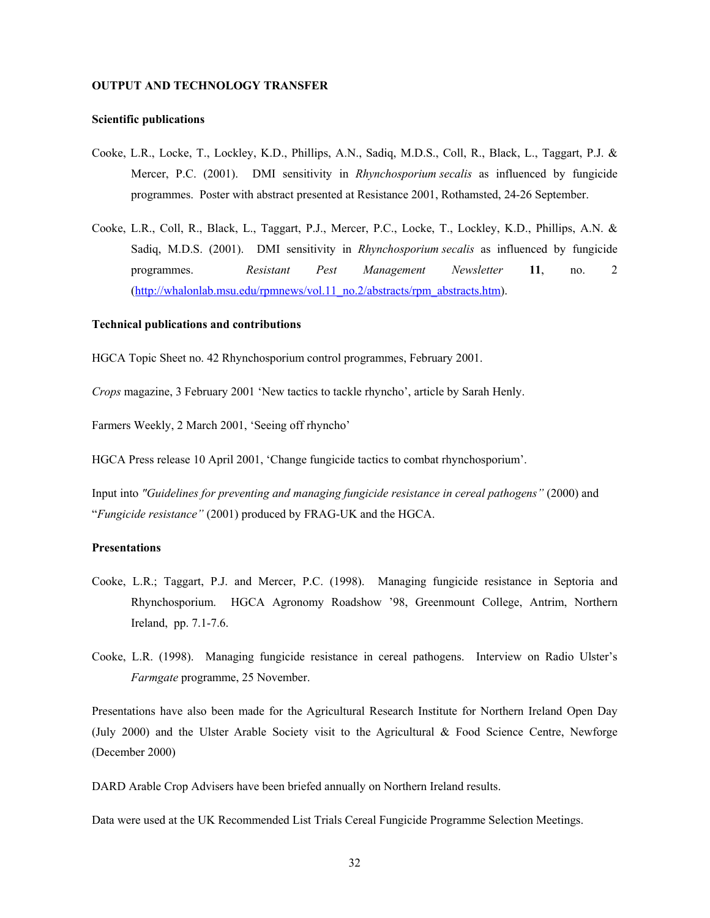**OUTPUT AND TECHNOLOGY TRANSFER**

**Scientific publications**

Cooke, L.R., Locke, T., Lockley, K.D., Phillips, A.N., Sadiq, M.D.S., Coll, R., Black, L., Taggart, P.J. & Mercer, P.C. (2001). DMI sensitivity in *Rhynchosporium secalis* as influenced by fungicide programmes. Poster with abstract presented at Resistance 2001, Rothamsted, 24-26 September.

Cooke, L.R., Coll, R., Black, L., Taggart, P.J., Mercer, P.C., Locke, T., Lockley, K.D., Phillips, A.N. & Sadiq, M.D.S. (2001). DMI sensitivity in *Rhynchosporium secalis* as influenced by fungicide programmes. *Resistant Pest Management Newsletter* **11**, no. 2 (http://whalonlab.msu.edu/rpmnews/vol.11_no.2/abstracts/rpm_abstracts.htm).

**Technical publications and contributions**

HGCA Topic Sheet no. 42 Rhynchosporium control programmes, February 2001.

*Crops* magazine, 3 February 2001 'New tactics to tackle rhyncho', article by Sarah Henly.

Farmers Weekly, 2 March 2001, 'Seeing off rhyncho'

HGCA Press release 10 April 2001, 'Change fungicide tactics to combat rhynchosporium'.

Input into *"Guidelines for preventing and managing fungicide resistance in cereal pathogens"* (2000) and "*Fungicide resistance"* (2001) produced by FRAG-UK and the HGCA.

**Presentations**

Cooke, L.R.; Taggart, P.J. and Mercer, P.C. (1998). Managing fungicide resistance in Septoria and Rhynchosporium. HGCA Agronomy Roadshow '98, Greenmount College, Antrim, Northern Ireland, pp. 7.1-7.6.

Cooke, L.R. (1998). Managing fungicide resistance in cereal pathogens. Interview on Radio Ulster's *Farmgate* programme, 25 November.

Presentations have also been made for the Agricultural Research Institute for Northern Ireland Open Day (July 2000) and the Ulster Arable Society visit to the Agricultural & Food Science Centre, Newforge (December 2000)

DARD Arable Crop Advisers have been briefed annually on Northern Ireland results.

Data were used at the UK Recommended List Trials Cereal Fungicide Programme Selection Meetings.